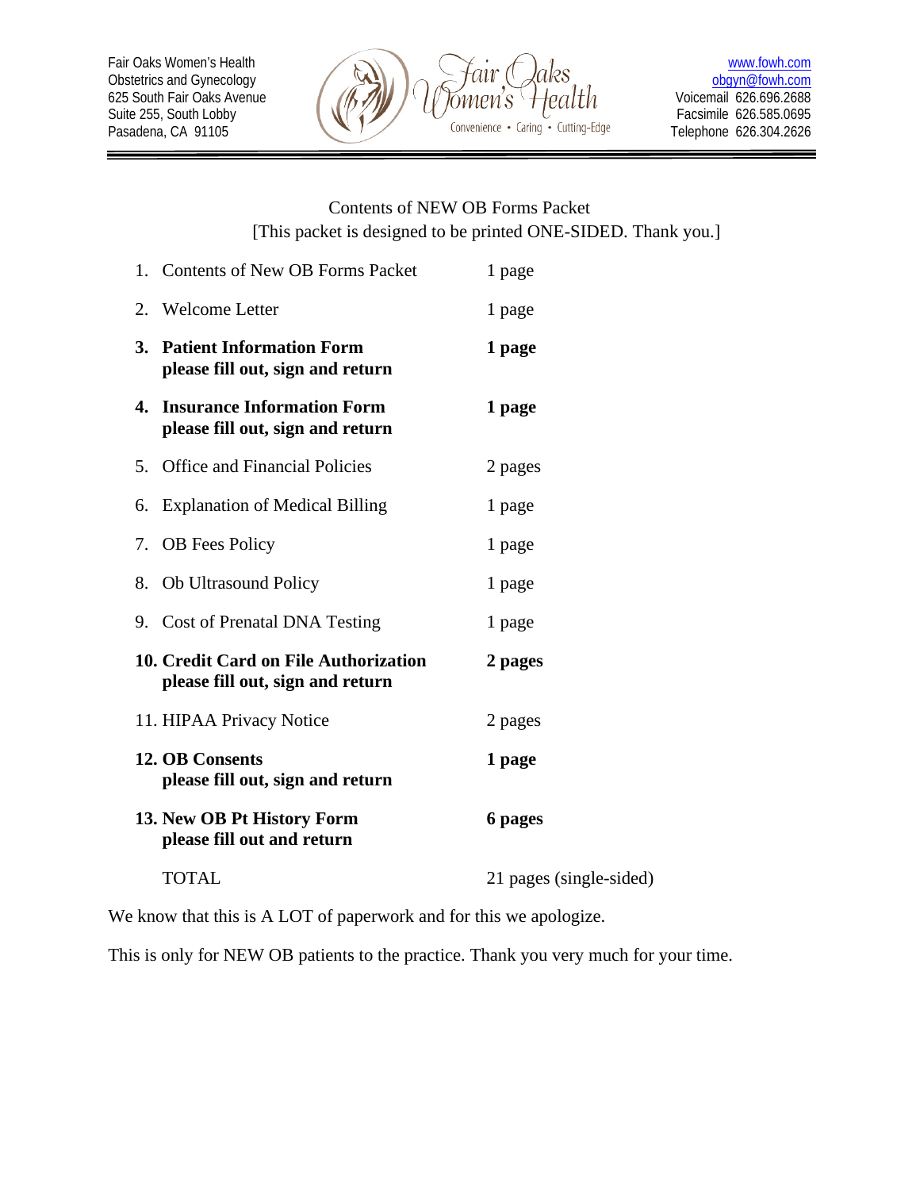Fair Oaks Women's Health
Obstetrics and Gynecology
625 South Fair Oaks Avenue
Suite 255, South Lobby
Pasadena, CA 91105

Fair Oaks Women's Health
Convenience • Caring • Cutting-Edge

www.fowh.com
obgyn@fowh.com
Voicemail 626.696.2688
Facsimile 626.585.0695
Telephone 626.304.2626

Contents of NEW OB Forms Packet
[This packet is designed to be printed ONE-SIDED. Thank you.]

| | |
|---|---|
| 1. Contents of New OB Forms Packet | 1 page |
| 2. Welcome Letter | 1 page |
| **3. Patient Information Form**<br>**please fill out, sign and return** | **1 page** |
| **4. Insurance Information Form**<br>**please fill out, sign and return** | **1 page** |
| 5. Office and Financial Policies | 2 pages |
| 6. Explanation of Medical Billing | 1 page |
| 7. OB Fees Policy | 1 page |
| 8. Ob Ultrasound Policy | 1 page |
| 9. Cost of Prenatal DNA Testing | 1 page |
| **10. Credit Card on File Authorization**<br>**please fill out, sign and return** | **2 pages** |
| 11. HIPAA Privacy Notice | 2 pages |
| **12. OB Consents**<br>**please fill out, sign and return** | **1 page** |
| **13. New OB Pt History Form**<br>**please fill out and return** | **6 pages** |
| TOTAL | 21 pages (single-sided) |

We know that this is A LOT of paperwork and for this we apologize.

This is only for NEW OB patients to the practice. Thank you very much for your time.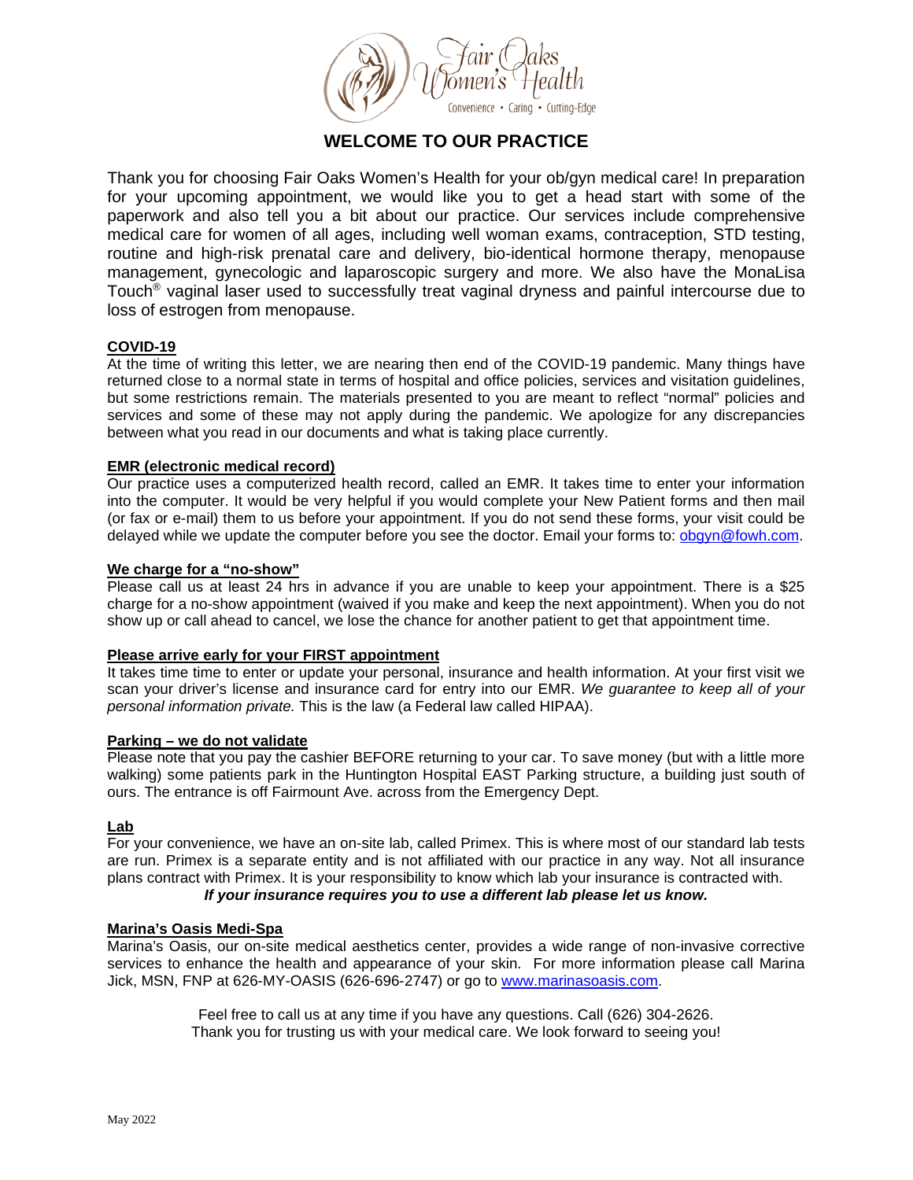Fair Oaks Women's Health

Convenience • Caring • Cutting-Edge

# WELCOME TO OUR PRACTICE

Thank you for choosing Fair Oaks Women's Health for your ob/gyn medical care! In preparation for your upcoming appointment, we would like you to get a head start with some of the paperwork and also tell you a bit about our practice. Our services include comprehensive medical care for women of all ages, including well woman exams, contraception, STD testing, routine and high-risk prenatal care and delivery, bio-identical hormone therapy, menopause management, gynecologic and laparoscopic surgery and more. We also have the MonaLisa Touch® vaginal laser used to successfully treat vaginal dryness and painful intercourse due to loss of estrogen from menopause.

**COVID-19**

At the time of writing this letter, we are nearing then end of the COVID-19 pandemic. Many things have returned close to a normal state in terms of hospital and office policies, services and visitation guidelines, but some restrictions remain. The materials presented to you are meant to reflect "normal" policies and services and some of these may not apply during the pandemic. We apologize for any discrepancies between what you read in our documents and what is taking place currently.

**EMR (electronic medical record)**

Our practice uses a computerized health record, called an EMR. It takes time to enter your information into the computer. It would be very helpful if you would complete your New Patient forms and then mail (or fax or e-mail) them to us before your appointment. If you do not send these forms, your visit could be delayed while we update the computer before you see the doctor. Email your forms to: obgyn@fowh.com.

**We charge for a "no-show"**

Please call us at least 24 hrs in advance if you are unable to keep your appointment. There is a $25 charge for a no-show appointment (waived if you make and keep the next appointment). When you do not show up or call ahead to cancel, we lose the chance for another patient to get that appointment time.

**Please arrive early for your FIRST appointment**

It takes time time to enter or update your personal, insurance and health information. At your first visit we scan your driver's license and insurance card for entry into our EMR. *We guarantee to keep all of your personal information private.* This is the law (a Federal law called HIPAA).

**Parking – we do not validate**

Please note that you pay the cashier BEFORE returning to your car. To save money (but with a little more walking) some patients park in the Huntington Hospital EAST Parking structure, a building just south of ours. The entrance is off Fairmount Ave. across from the Emergency Dept.

**Lab**

For your convenience, we have an on-site lab, called Primex. This is where most of our standard lab tests are run. Primex is a separate entity and is not affiliated with our practice in any way. Not all insurance plans contract with Primex. It is your responsibility to know which lab your insurance is contracted with.

***If your insurance requires you to use a different lab please let us know.***

**Marina's Oasis Medi-Spa**

Marina's Oasis, our on-site medical aesthetics center, provides a wide range of non-invasive corrective services to enhance the health and appearance of your skin. For more information please call Marina Jick, MSN, FNP at 626-MY-OASIS (626-696-2747) or go to www.marinasoasis.com.

Feel free to call us at any time if you have any questions. Call (626) 304-2626.
Thank you for trusting us with your medical care. We look forward to seeing you!

May 2022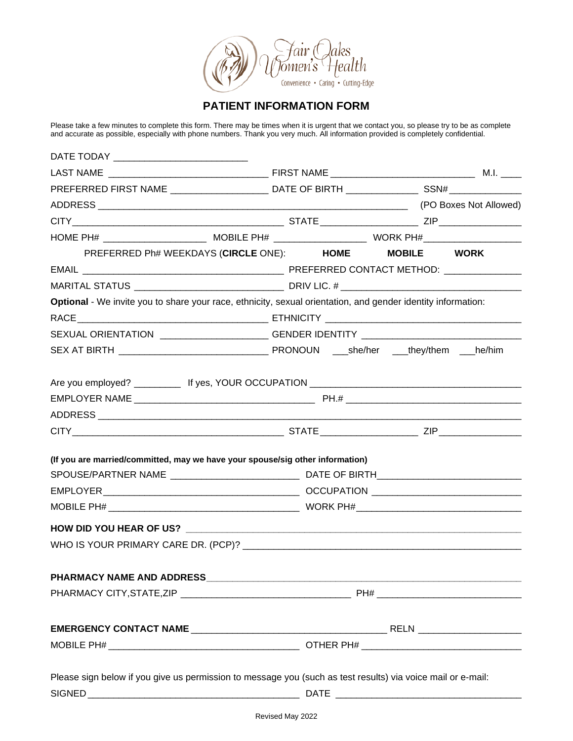Fair Oaks Women's Health

Convenience • Caring • Cutting-Edge

## PATIENT INFORMATION FORM

Please take a few minutes to complete this form. There may be times when it is urgent that we contact you, so please try to be as complete and accurate as possible, especially with phone numbers. Thank you very much. All information provided is completely confidential.

DATE TODAY ________________________

LAST NAME ____________________________ FIRST NAME _________________________ M.I. ____

PREFERRED FIRST NAME __________________ DATE OF BIRTH _____________ SSN# _____________

ADDRESS _________________________________________________________ (PO Boxes Not Allowed)

CITY_____________________________________ STATE__________________ ZIP_______________

HOME PH# ____________________ MOBILE PH# _________________ WORK PH#__________________

PREFERRED Ph# WEEKDAYS (**CIRCLE** ONE): **HOME** **MOBILE** **WORK**

EMAIL ____________________________________ PREFERRED CONTACT METHOD: ______________

MARITAL STATUS ___________________________ DRIV LIC. # ________________________________

**Optional** - We invite you to share your race, ethnicity, sexual orientation, and gender identity information:

RACE___________________________________ ETHNICITY ____________________________________

SEXUAL ORIENTATION ___________________ GENDER IDENTITY _____________________________

SEX AT BIRTH ___________________________ PRONOUN ___she/her ___they/them ___he/him

Are you employed? _________ If yes, YOUR OCCUPATION _______________________________________

EMPLOYER NAME _________________________________ PH.# _________________________________

ADDRESS _____________________________________________________________________________

CITY_____________________________________ STATE__________________ ZIP_______________

**(If you are married/committed, may we have your spouse/sig other information)**

SPOUSE/PARTNER NAME _______________________ DATE OF BIRTH__________________________

EMPLOYER_____________________________________ OCCUPATION ___________________________

MOBILE PH# ___________________________________ WORK PH#______________________________

**HOW DID YOU HEAR OF US?** ______________________________________________________________

WHO IS YOUR PRIMARY CARE DR. (PCP)? ____________________________________________________

**PHARMACY NAME AND ADDRESS**____________________________________________________________

PHARMACY CITY,STATE,ZIP ________________________________ PH# __________________________

**EMERGENCY CONTACT NAME** ____________________________________ RELN ___________________

MOBILE PH# ___________________________________ OTHER PH# ______________________________

Please sign below if you give us permission to message you (such as test results) via voice mail or e-mail:

SIGNED _________________________________________ DATE __________________________________

Revised May 2022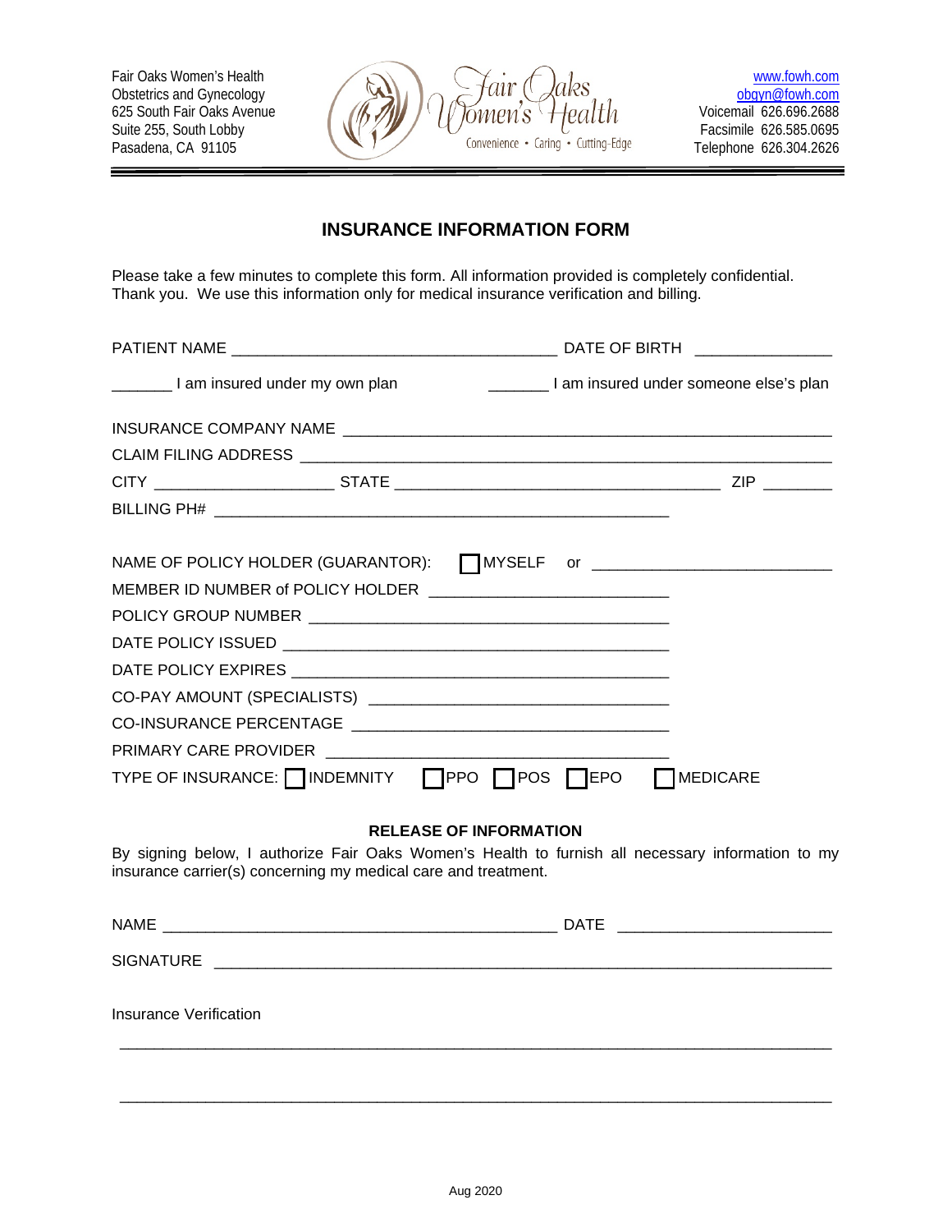Fair Oaks Women's Health
Obstetrics and Gynecology
625 South Fair Oaks Avenue
Suite 255, South Lobby
Pasadena, CA 91105

Fair Oaks Women's Health
Convenience • Caring • Cutting-Edge

www.fowh.com
obgyn@fowh.com
Voicemail 626.696.2688
Facsimile 626.585.0695
Telephone 626.304.2626

# INSURANCE INFORMATION FORM

Please take a few minutes to complete this form. All information provided is completely confidential. Thank you. We use this information only for medical insurance verification and billing.

PATIENT NAME ____________________________________ DATE OF BIRTH _______________

_______ I am insured under my own plan                _______ I am insured under someone else's plan

INSURANCE COMPANY NAME ________________________________________________________

CLAIM FILING ADDRESS ___________________________________________________________

CITY ____________________ STATE ____________________________________ ZIP ________

BILLING PH# ___________________________________________________

NAME OF POLICY HOLDER (GUARANTOR): ☐ MYSELF or ___________________________

MEMBER ID NUMBER of POLICY HOLDER ___________________________

POLICY GROUP NUMBER _________________________________________

DATE POLICY ISSUED ___________________________________________

DATE POLICY EXPIRES __________________________________________

CO-PAY AMOUNT (SPECIALISTS) _________________________________

CO-INSURANCE PERCENTAGE ___________________________________

PRIMARY CARE PROVIDER ______________________________________

TYPE OF INSURANCE: ☐ INDEMNITY ☐ PPO ☐ POS ☐ EPO ☐ MEDICARE

### RELEASE OF INFORMATION

By signing below, I authorize Fair Oaks Women's Health to furnish all necessary information to my insurance carrier(s) concerning my medical care and treatment.

NAME ____________________________________________ DATE ________________________

SIGNATURE ____________________________________________________________________

Insurance Verification

_______________________________________________________________________________

_______________________________________________________________________________

Aug 2020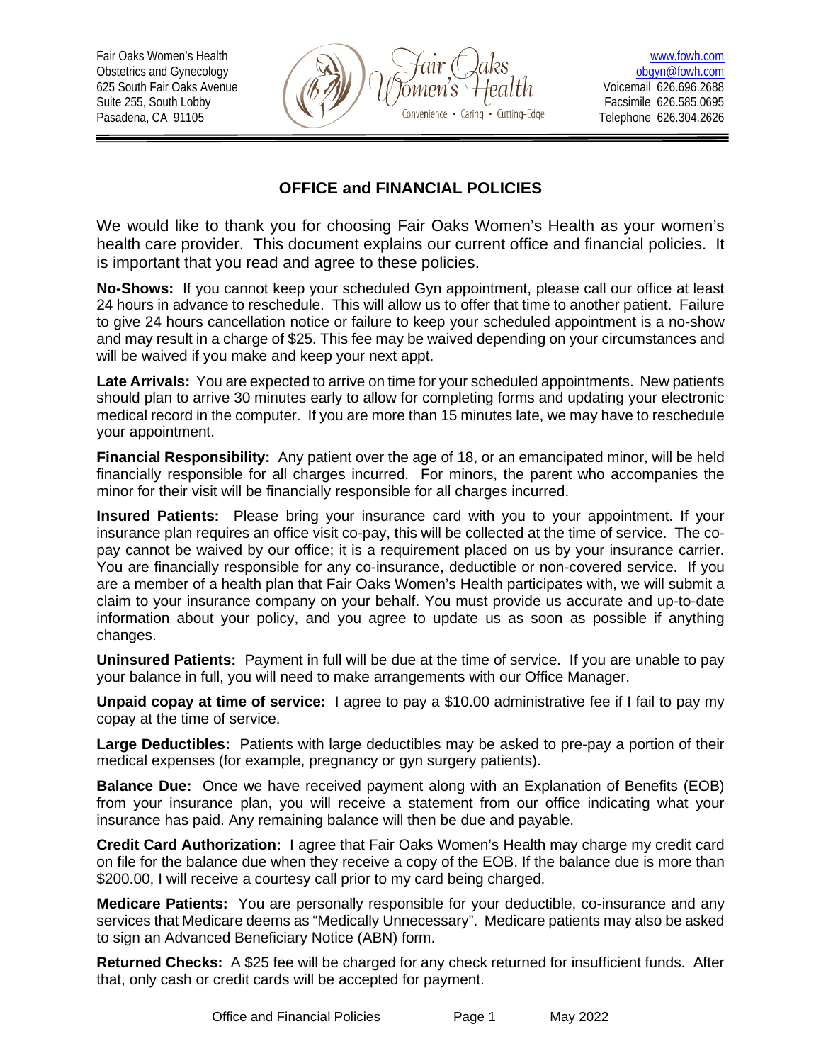Fair Oaks Women's Health
Obstetrics and Gynecology
625 South Fair Oaks Avenue
Suite 255, South Lobby
Pasadena, CA 91105

Fair Oaks Women's Health
Convenience • Caring • Cutting-Edge

www.fowh.com
obgyn@fowh.com
Voicemail 626.696.2688
Facsimile 626.585.0695
Telephone 626.304.2626

## OFFICE and FINANCIAL POLICIES

We would like to thank you for choosing Fair Oaks Women's Health as your women's health care provider. This document explains our current office and financial policies. It is important that you read and agree to these policies.

**No-Shows:** If you cannot keep your scheduled Gyn appointment, please call our office at least 24 hours in advance to reschedule. This will allow us to offer that time to another patient. Failure to give 24 hours cancellation notice or failure to keep your scheduled appointment is a no-show and may result in a charge of $25. This fee may be waived depending on your circumstances and will be waived if you make and keep your next appt.

**Late Arrivals:** You are expected to arrive on time for your scheduled appointments. New patients should plan to arrive 30 minutes early to allow for completing forms and updating your electronic medical record in the computer. If you are more than 15 minutes late, we may have to reschedule your appointment.

**Financial Responsibility:** Any patient over the age of 18, or an emancipated minor, will be held financially responsible for all charges incurred. For minors, the parent who accompanies the minor for their visit will be financially responsible for all charges incurred.

**Insured Patients:** Please bring your insurance card with you to your appointment. If your insurance plan requires an office visit co-pay, this will be collected at the time of service. The co-pay cannot be waived by our office; it is a requirement placed on us by your insurance carrier. You are financially responsible for any co-insurance, deductible or non-covered service. If you are a member of a health plan that Fair Oaks Women's Health participates with, we will submit a claim to your insurance company on your behalf. You must provide us accurate and up-to-date information about your policy, and you agree to update us as soon as possible if anything changes.

**Uninsured Patients:** Payment in full will be due at the time of service. If you are unable to pay your balance in full, you will need to make arrangements with our Office Manager.

**Unpaid copay at time of service:** I agree to pay a $10.00 administrative fee if I fail to pay my copay at the time of service.

**Large Deductibles:** Patients with large deductibles may be asked to pre-pay a portion of their medical expenses (for example, pregnancy or gyn surgery patients).

**Balance Due:** Once we have received payment along with an Explanation of Benefits (EOB) from your insurance plan, you will receive a statement from our office indicating what your insurance has paid. Any remaining balance will then be due and payable.

**Credit Card Authorization:** I agree that Fair Oaks Women's Health may charge my credit card on file for the balance due when they receive a copy of the EOB. If the balance due is more than $200.00, I will receive a courtesy call prior to my card being charged.

**Medicare Patients:** You are personally responsible for your deductible, co-insurance and any services that Medicare deems as "Medically Unnecessary". Medicare patients may also be asked to sign an Advanced Beneficiary Notice (ABN) form.

**Returned Checks:** A $25 fee will be charged for any check returned for insufficient funds. After that, only cash or credit cards will be accepted for payment.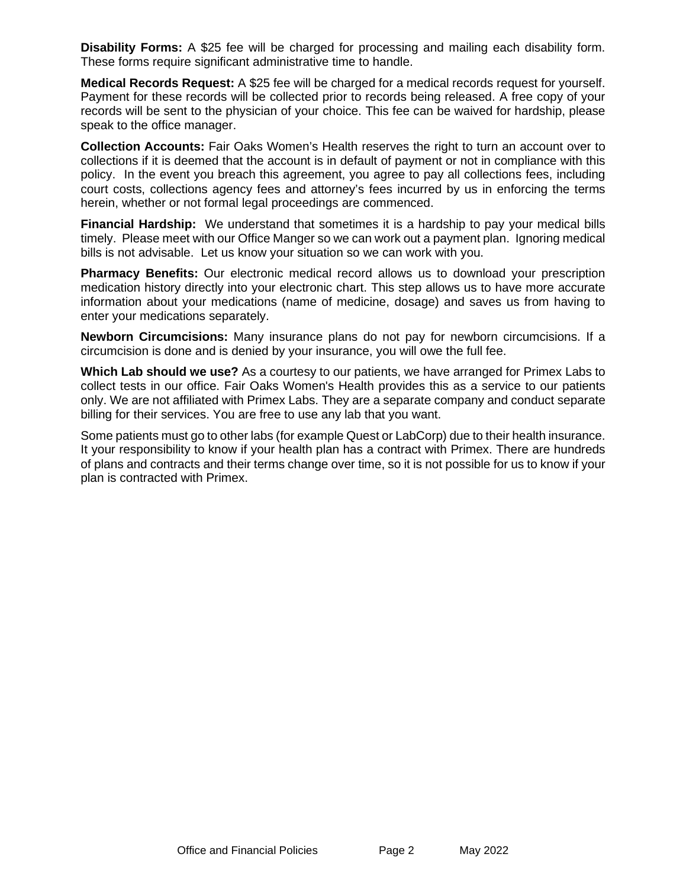**Disability Forms:** A $25 fee will be charged for processing and mailing each disability form. These forms require significant administrative time to handle.

**Medical Records Request:** A $25 fee will be charged for a medical records request for yourself. Payment for these records will be collected prior to records being released. A free copy of your records will be sent to the physician of your choice. This fee can be waived for hardship, please speak to the office manager.

**Collection Accounts:** Fair Oaks Women's Health reserves the right to turn an account over to collections if it is deemed that the account is in default of payment or not in compliance with this policy. In the event you breach this agreement, you agree to pay all collections fees, including court costs, collections agency fees and attorney's fees incurred by us in enforcing the terms herein, whether or not formal legal proceedings are commenced.

**Financial Hardship:** We understand that sometimes it is a hardship to pay your medical bills timely. Please meet with our Office Manger so we can work out a payment plan. Ignoring medical bills is not advisable. Let us know your situation so we can work with you.

**Pharmacy Benefits:** Our electronic medical record allows us to download your prescription medication history directly into your electronic chart. This step allows us to have more accurate information about your medications (name of medicine, dosage) and saves us from having to enter your medications separately.

**Newborn Circumcisions:** Many insurance plans do not pay for newborn circumcisions. If a circumcision is done and is denied by your insurance, you will owe the full fee.

**Which Lab should we use?** As a courtesy to our patients, we have arranged for Primex Labs to collect tests in our office. Fair Oaks Women's Health provides this as a service to our patients only. We are not affiliated with Primex Labs. They are a separate company and conduct separate billing for their services. You are free to use any lab that you want.

Some patients must go to other labs (for example Quest or LabCorp) due to their health insurance. It your responsibility to know if your health plan has a contract with Primex. There are hundreds of plans and contracts and their terms change over time, so it is not possible for us to know if your plan is contracted with Primex.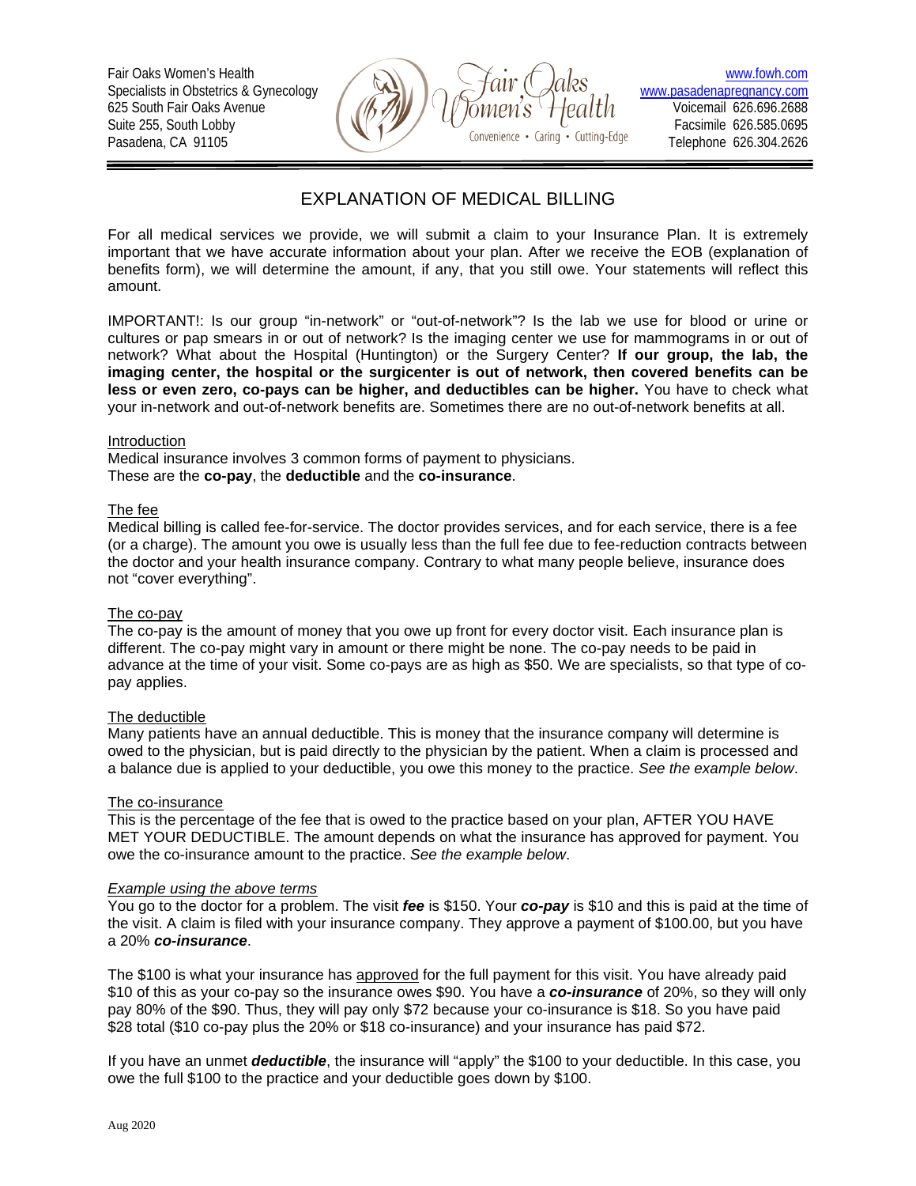Fair Oaks Women's Health
Specialists in Obstetrics & Gynecology
625 South Fair Oaks Avenue
Suite 255, South Lobby
Pasadena, CA 91105

Fair Oaks Women's Health
Convenience • Caring • Cutting-Edge

www.fowh.com
www.pasadenapregnancy.com
Voicemail 626.696.2688
Facsimile 626.585.0695
Telephone 626.304.2626

# EXPLANATION OF MEDICAL BILLING

For all medical services we provide, we will submit a claim to your Insurance Plan. It is extremely important that we have accurate information about your plan. After we receive the EOB (explanation of benefits form), we will determine the amount, if any, that you still owe. Your statements will reflect this amount.

IMPORTANT!: Is our group "in-network" or "out-of-network"? Is the lab we use for blood or urine or cultures or pap smears in or out of network? Is the imaging center we use for mammograms in or out of network? What about the Hospital (Huntington) or the Surgery Center? **If our group, the lab, the imaging center, the hospital or the surgicenter is out of network, then covered benefits can be less or even zero, co-pays can be higher, and deductibles can be higher.** You have to check what your in-network and out-of-network benefits are. Sometimes there are no out-of-network benefits at all.

## Introduction

Medical insurance involves 3 common forms of payment to physicians.
These are the **co-pay**, the **deductible** and the **co-insurance**.

## The fee

Medical billing is called fee-for-service. The doctor provides services, and for each service, there is a fee (or a charge). The amount you owe is usually less than the full fee due to fee-reduction contracts between the doctor and your health insurance company. Contrary to what many people believe, insurance does not "cover everything".

## The co-pay

The co-pay is the amount of money that you owe up front for every doctor visit. Each insurance plan is different. The co-pay might vary in amount or there might be none. The co-pay needs to be paid in advance at the time of your visit. Some co-pays are as high as $50. We are specialists, so that type of co-pay applies.

## The deductible

Many patients have an annual deductible. This is money that the insurance company will determine is owed to the physician, but is paid directly to the physician by the patient. When a claim is processed and a balance due is applied to your deductible, you owe this money to the practice. *See the example below*.

## The co-insurance

This is the percentage of the fee that is owed to the practice based on your plan, AFTER YOU HAVE MET YOUR DEDUCTIBLE. The amount depends on what the insurance has approved for payment. You owe the co-insurance amount to the practice. *See the example below*.

## *Example using the above terms*

You go to the doctor for a problem. The visit ***fee*** is $150. Your ***co-pay*** is $10 and this is paid at the time of the visit. A claim is filed with your insurance company. They approve a payment of $100.00, but you have a 20% ***co-insurance***.

The $100 is what your insurance has approved for the full payment for this visit. You have already paid $10 of this as your co-pay so the insurance owes $90. You have a ***co-insurance*** of 20%, so they will only pay 80% of the $90. Thus, they will pay only $72 because your co-insurance is $18. So you have paid $28 total ($10 co-pay plus the 20% or $18 co-insurance) and your insurance has paid $72.

If you have an unmet ***deductible***, the insurance will "apply" the $100 to your deductible. In this case, you owe the full $100 to the practice and your deductible goes down by $100.

Aug 2020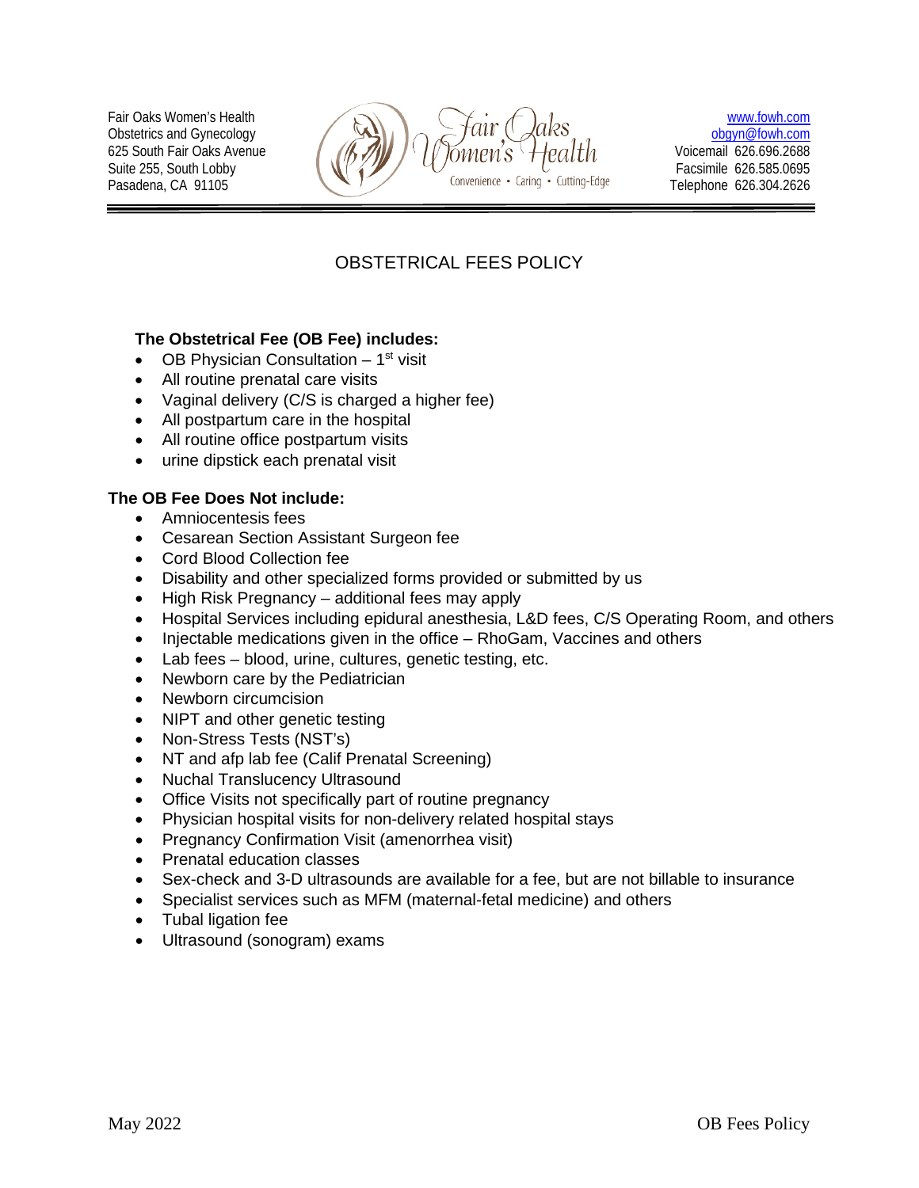Fair Oaks Women's Health
Obstetrics and Gynecology
625 South Fair Oaks Avenue
Suite 255, South Lobby
Pasadena, CA 91105

Fair Oaks Women's Health
Convenience • Caring • Cutting-Edge

www.fowh.com
obgyn@fowh.com
Voicemail 626.696.2688
Facsimile 626.585.0695
Telephone 626.304.2626

# OBSTETRICAL FEES POLICY

**The Obstetrical Fee (OB Fee) includes:**

- OB Physician Consultation – 1st visit
- All routine prenatal care visits
- Vaginal delivery (C/S is charged a higher fee)
- All postpartum care in the hospital
- All routine office postpartum visits
- urine dipstick each prenatal visit

**The OB Fee Does Not include:**

- Amniocentesis fees
- Cesarean Section Assistant Surgeon fee
- Cord Blood Collection fee
- Disability and other specialized forms provided or submitted by us
- High Risk Pregnancy – additional fees may apply
- Hospital Services including epidural anesthesia, L&D fees, C/S Operating Room, and others
- Injectable medications given in the office – RhoGam, Vaccines and others
- Lab fees – blood, urine, cultures, genetic testing, etc.
- Newborn care by the Pediatrician
- Newborn circumcision
- NIPT and other genetic testing
- Non-Stress Tests (NST's)
- NT and afp lab fee (Calif Prenatal Screening)
- Nuchal Translucency Ultrasound
- Office Visits not specifically part of routine pregnancy
- Physician hospital visits for non-delivery related hospital stays
- Pregnancy Confirmation Visit (amenorrhea visit)
- Prenatal education classes
- Sex-check and 3-D ultrasounds are available for a fee, but are not billable to insurance
- Specialist services such as MFM (maternal-fetal medicine) and others
- Tubal ligation fee
- Ultrasound (sonogram) exams

May 2022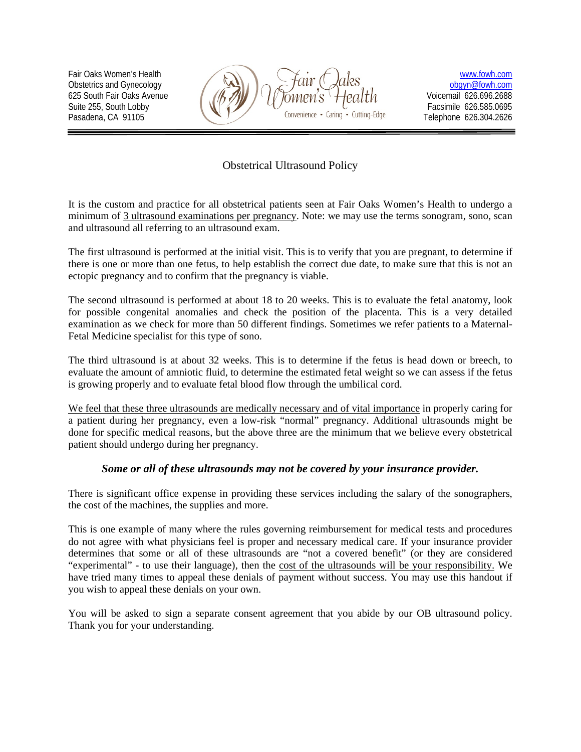Fair Oaks Women's Health
Obstetrics and Gynecology
625 South Fair Oaks Avenue
Suite 255, South Lobby
Pasadena, CA 91105

Fair Oaks Women's Health
Convenience • Caring • Cutting-Edge

www.fowh.com
obgyn@fowh.com
Voicemail 626.696.2688
Facsimile 626.585.0695
Telephone 626.304.2626

# Obstetrical Ultrasound Policy

It is the custom and practice for all obstetrical patients seen at Fair Oaks Women's Health to undergo a minimum of 3 ultrasound examinations per pregnancy. Note: we may use the terms sonogram, sono, scan and ultrasound all referring to an ultrasound exam.

The first ultrasound is performed at the initial visit. This is to verify that you are pregnant, to determine if there is one or more than one fetus, to help establish the correct due date, to make sure that this is not an ectopic pregnancy and to confirm that the pregnancy is viable.

The second ultrasound is performed at about 18 to 20 weeks. This is to evaluate the fetal anatomy, look for possible congenital anomalies and check the position of the placenta. This is a very detailed examination as we check for more than 50 different findings. Sometimes we refer patients to a Maternal-Fetal Medicine specialist for this type of sono.

The third ultrasound is at about 32 weeks. This is to determine if the fetus is head down or breech, to evaluate the amount of amniotic fluid, to determine the estimated fetal weight so we can assess if the fetus is growing properly and to evaluate fetal blood flow through the umbilical cord.

We feel that these three ultrasounds are medically necessary and of vital importance in properly caring for a patient during her pregnancy, even a low-risk "normal" pregnancy. Additional ultrasounds might be done for specific medical reasons, but the above three are the minimum that we believe every obstetrical patient should undergo during her pregnancy.

***Some or all of these ultrasounds may not be covered by your insurance provider.***

There is significant office expense in providing these services including the salary of the sonographers, the cost of the machines, the supplies and more.

This is one example of many where the rules governing reimbursement for medical tests and procedures do not agree with what physicians feel is proper and necessary medical care. If your insurance provider determines that some or all of these ultrasounds are "not a covered benefit" (or they are considered "experimental" - to use their language), then the cost of the ultrasounds will be your responsibility. We have tried many times to appeal these denials of payment without success. You may use this handout if you wish to appeal these denials on your own.

You will be asked to sign a separate consent agreement that you abide by our OB ultrasound policy. Thank you for your understanding.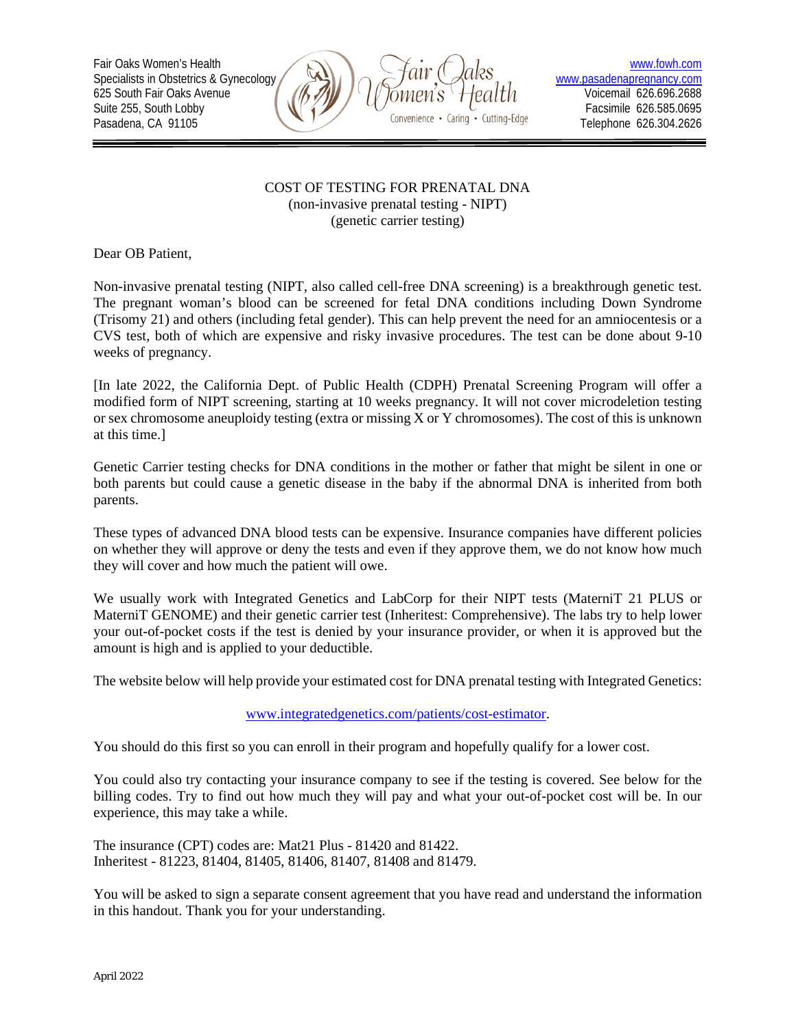Fair Oaks Women's Health
Specialists in Obstetrics & Gynecology
625 South Fair Oaks Avenue
Suite 255, South Lobby
Pasadena, CA 91105

Fair Oaks Women's Health
Convenience • Caring • Cutting-Edge

www.fowh.com
www.pasadenapregnancy.com
Voicemail 626.696.2688
Facsimile 626.585.0695
Telephone 626.304.2626

---

COST OF TESTING FOR PRENATAL DNA
(non-invasive prenatal testing - NIPT)
(genetic carrier testing)

Dear OB Patient,

Non-invasive prenatal testing (NIPT, also called cell-free DNA screening) is a breakthrough genetic test. The pregnant woman's blood can be screened for fetal DNA conditions including Down Syndrome (Trisomy 21) and others (including fetal gender). This can help prevent the need for an amniocentesis or a CVS test, both of which are expensive and risky invasive procedures. The test can be done about 9-10 weeks of pregnancy.

[In late 2022, the California Dept. of Public Health (CDPH) Prenatal Screening Program will offer a modified form of NIPT screening, starting at 10 weeks pregnancy. It will not cover microdeletion testing or sex chromosome aneuploidy testing (extra or missing X or Y chromosomes). The cost of this is unknown at this time.]

Genetic Carrier testing checks for DNA conditions in the mother or father that might be silent in one or both parents but could cause a genetic disease in the baby if the abnormal DNA is inherited from both parents.

These types of advanced DNA blood tests can be expensive. Insurance companies have different policies on whether they will approve or deny the tests and even if they approve them, we do not know how much they will cover and how much the patient will owe.

We usually work with Integrated Genetics and LabCorp for their NIPT tests (MaterniT 21 PLUS or MaterniT GENOME) and their genetic carrier test (Inheritest: Comprehensive). The labs try to help lower your out-of-pocket costs if the test is denied by your insurance provider, or when it is approved but the amount is high and is applied to your deductible.

The website below will help provide your estimated cost for DNA prenatal testing with Integrated Genetics:

www.integratedgenetics.com/patients/cost-estimator.

You should do this first so you can enroll in their program and hopefully qualify for a lower cost.

You could also try contacting your insurance company to see if the testing is covered. See below for the billing codes. Try to find out how much they will pay and what your out-of-pocket cost will be. In our experience, this may take a while.

The insurance (CPT) codes are: Mat21 Plus - 81420 and 81422.
Inheritest - 81223, 81404, 81405, 81406, 81407, 81408 and 81479.

You will be asked to sign a separate consent agreement that you have read and understand the information in this handout. Thank you for your understanding.

April 2022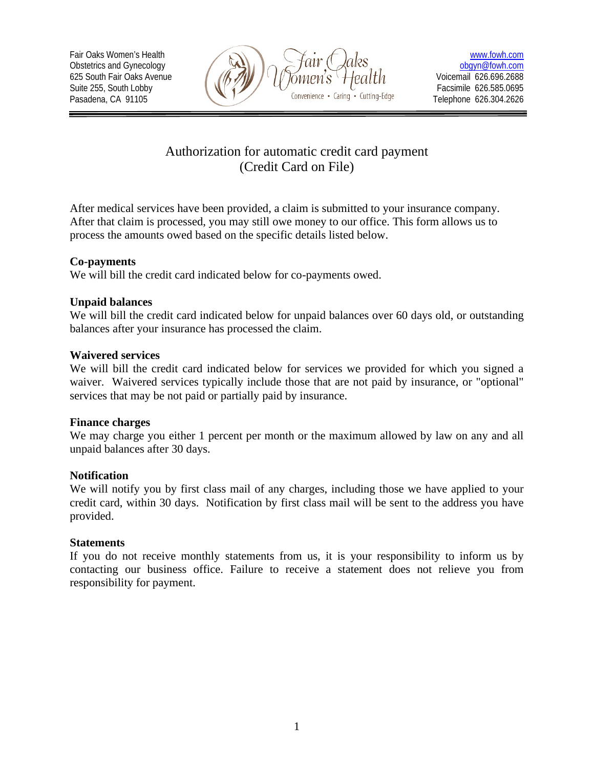Fair Oaks Women's Health
Obstetrics and Gynecology
625 South Fair Oaks Avenue
Suite 255, South Lobby
Pasadena, CA 91105

Fair Oaks Women's Health
Convenience • Caring • Cutting-Edge

www.fowh.com
obgyn@fowh.com
Voicemail 626.696.2688
Facsimile 626.585.0695
Telephone 626.304.2626

# Authorization for automatic credit card payment (Credit Card on File)

After medical services have been provided, a claim is submitted to your insurance company. After that claim is processed, you may still owe money to our office. This form allows us to process the amounts owed based on the specific details listed below.

**Co-payments**
We will bill the credit card indicated below for co-payments owed.

**Unpaid balances**
We will bill the credit card indicated below for unpaid balances over 60 days old, or outstanding balances after your insurance has processed the claim.

**Waivered services**
We will bill the credit card indicated below for services we provided for which you signed a waiver. Waivered services typically include those that are not paid by insurance, or "optional" services that may be not paid or partially paid by insurance.

**Finance charges**
We may charge you either 1 percent per month or the maximum allowed by law on any and all unpaid balances after 30 days.

**Notification**
We will notify you by first class mail of any charges, including those we have applied to your credit card, within 30 days. Notification by first class mail will be sent to the address you have provided.

**Statements**
If you do not receive monthly statements from us, it is your responsibility to inform us by contacting our business office. Failure to receive a statement does not relieve you from responsibility for payment.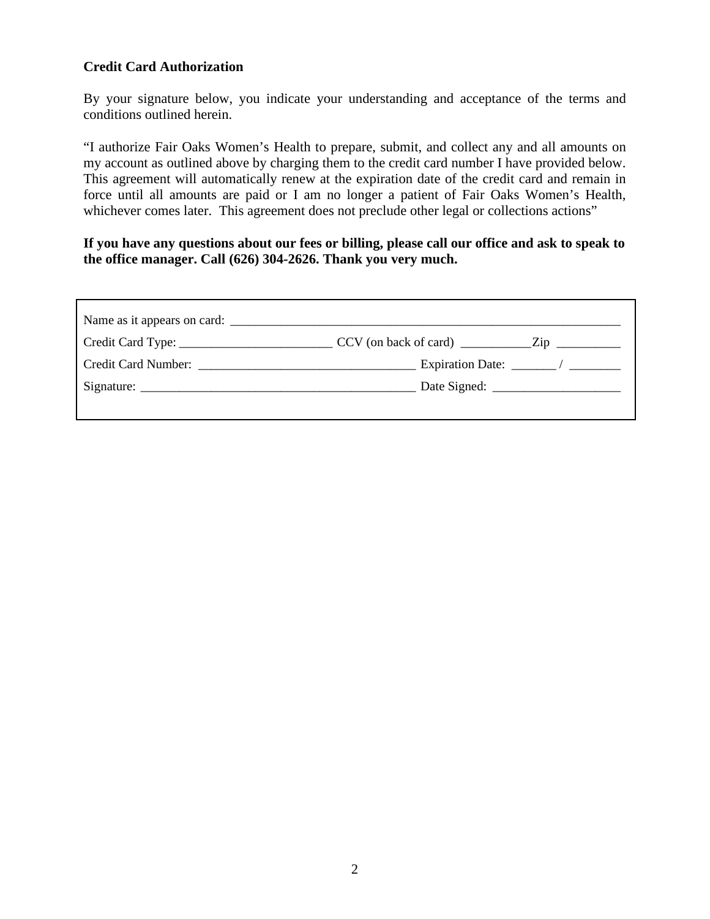**Credit Card Authorization**

By your signature below, you indicate your understanding and acceptance of the terms and conditions outlined herein.

"I authorize Fair Oaks Women's Health to prepare, submit, and collect any and all amounts on my account as outlined above by charging them to the credit card number I have provided below. This agreement will automatically renew at the expiration date of the credit card and remain in force until all amounts are paid or I am no longer a patient of Fair Oaks Women's Health, whichever comes later. This agreement does not preclude other legal or collections actions"

**If you have any questions about our fees or billing, please call our office and ask to speak to the office manager. Call (626) 304-2626. Thank you very much.**

Name as it appears on card: ________________________________________________________________

Credit Card Type: ________________________ CCV (on back of card) ___________Zip __________

Credit Card Number: __________________________________ Expiration Date: _______ / ________

Signature: ___________________________________________ Date Signed: ____________________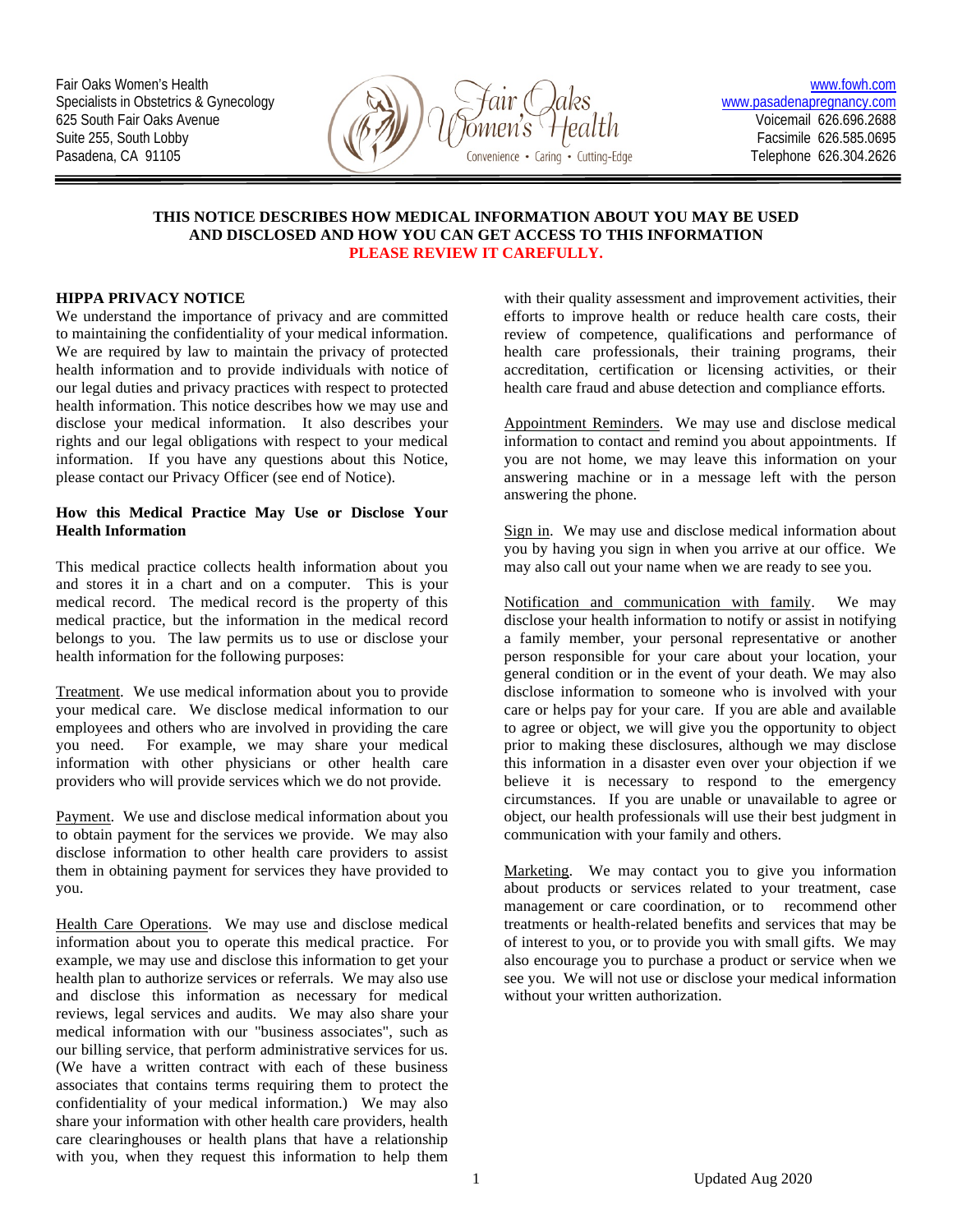Fair Oaks Women's Health
Specialists in Obstetrics & Gynecology
625 South Fair Oaks Avenue
Suite 255, South Lobby
Pasadena, CA 91105

www.fowh.com
www.pasadenapregnancy.com
Voicemail 626.696.2688
Facsimile 626.585.0695
Telephone 626.304.2626

**THIS NOTICE DESCRIBES HOW MEDICAL INFORMATION ABOUT YOU MAY BE USED AND DISCLOSED AND HOW YOU CAN GET ACCESS TO THIS INFORMATION**
**PLEASE REVIEW IT CAREFULLY.**

**HIPPA PRIVACY NOTICE**

We understand the importance of privacy and are committed to maintaining the confidentiality of your medical information. We are required by law to maintain the privacy of protected health information and to provide individuals with notice of our legal duties and privacy practices with respect to protected health information. This notice describes how we may use and disclose your medical information. It also describes your rights and our legal obligations with respect to your medical information. If you have any questions about this Notice, please contact our Privacy Officer (see end of Notice).

**How this Medical Practice May Use or Disclose Your Health Information**

This medical practice collects health information about you and stores it in a chart and on a computer. This is your medical record. The medical record is the property of this medical practice, but the information in the medical record belongs to you. The law permits us to use or disclose your health information for the following purposes:

Treatment. We use medical information about you to provide your medical care. We disclose medical information to our employees and others who are involved in providing the care you need. For example, we may share your medical information with other physicians or other health care providers who will provide services which we do not provide.

Payment. We use and disclose medical information about you to obtain payment for the services we provide. We may also disclose information to other health care providers to assist them in obtaining payment for services they have provided to you.

Health Care Operations. We may use and disclose medical information about you to operate this medical practice. For example, we may use and disclose this information to get your health plan to authorize services or referrals. We may also use and disclose this information as necessary for medical reviews, legal services and audits. We may also share your medical information with our "business associates", such as our billing service, that perform administrative services for us. (We have a written contract with each of these business associates that contains terms requiring them to protect the confidentiality of your medical information.) We may also share your information with other health care providers, health care clearinghouses or health plans that have a relationship with you, when they request this information to help them with their quality assessment and improvement activities, their efforts to improve health or reduce health care costs, their review of competence, qualifications and performance of health care professionals, their training programs, their accreditation, certification or licensing activities, or their health care fraud and abuse detection and compliance efforts.

Appointment Reminders. We may use and disclose medical information to contact and remind you about appointments. If you are not home, we may leave this information on your answering machine or in a message left with the person answering the phone.

Sign in. We may use and disclose medical information about you by having you sign in when you arrive at our office. We may also call out your name when we are ready to see you.

Notification and communication with family. We may disclose your health information to notify or assist in notifying a family member, your personal representative or another person responsible for your care about your location, your general condition or in the event of your death. We may also disclose information to someone who is involved with your care or helps pay for your care. If you are able and available to agree or object, we will give you the opportunity to object prior to making these disclosures, although we may disclose this information in a disaster even over your objection if we believe it is necessary to respond to the emergency circumstances. If you are unable or unavailable to agree or object, our health professionals will use their best judgment in communication with your family and others.

Marketing. We may contact you to give you information about products or services related to your treatment, case management or care coordination, or to recommend other treatments or health-related benefits and services that may be of interest to you, or to provide you with small gifts. We may also encourage you to purchase a product or service when we see you. We will not use or disclose your medical information without your written authorization.

Updated Aug 2020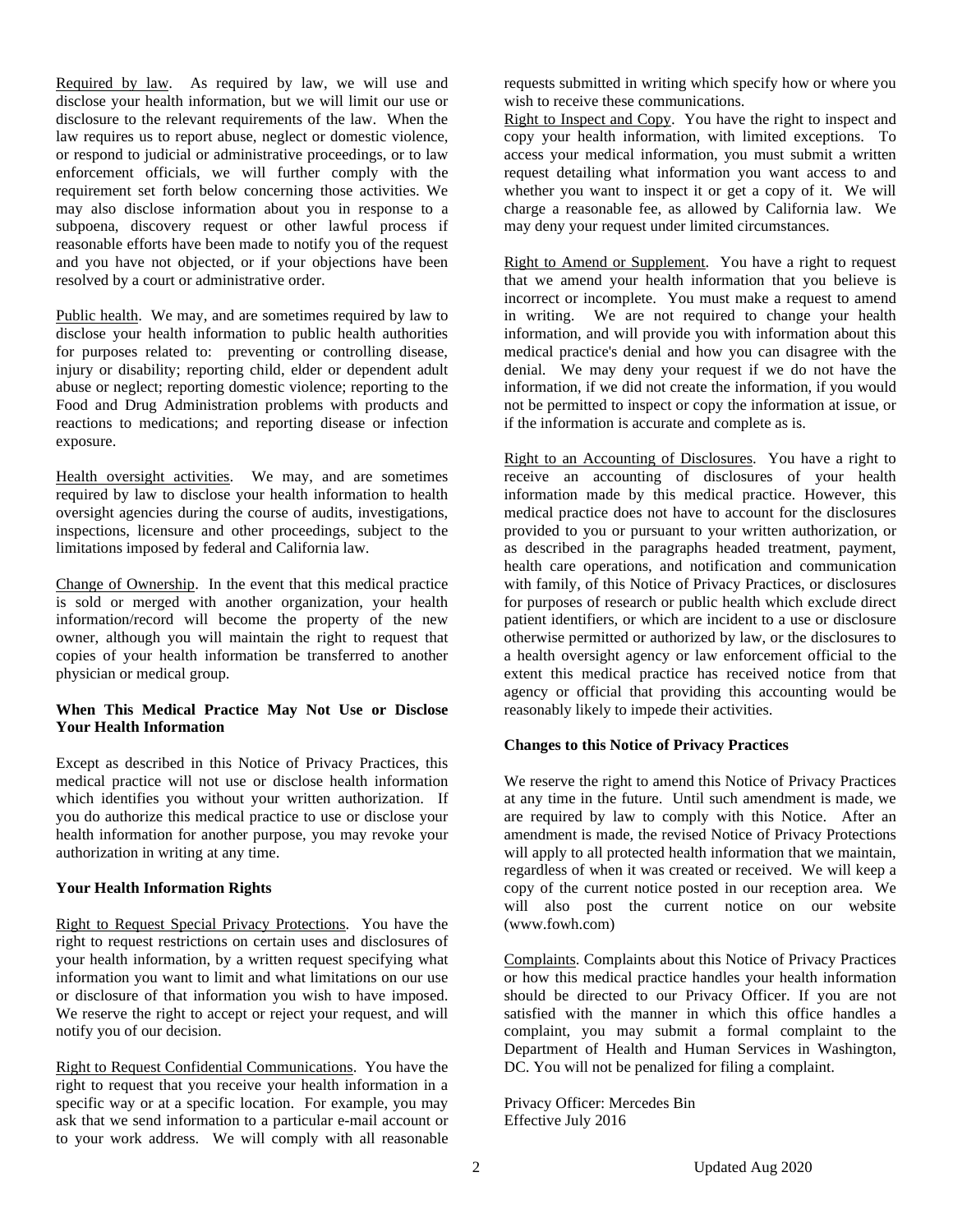Required by law. As required by law, we will use and disclose your health information, but we will limit our use or disclosure to the relevant requirements of the law. When the law requires us to report abuse, neglect or domestic violence, or respond to judicial or administrative proceedings, or to law enforcement officials, we will further comply with the requirement set forth below concerning those activities. We may also disclose information about you in response to a subpoena, discovery request or other lawful process if reasonable efforts have been made to notify you of the request and you have not objected, or if your objections have been resolved by a court or administrative order.

Public health. We may, and are sometimes required by law to disclose your health information to public health authorities for purposes related to: preventing or controlling disease, injury or disability; reporting child, elder or dependent adult abuse or neglect; reporting domestic violence; reporting to the Food and Drug Administration problems with products and reactions to medications; and reporting disease or infection exposure.

Health oversight activities. We may, and are sometimes required by law to disclose your health information to health oversight agencies during the course of audits, investigations, inspections, licensure and other proceedings, subject to the limitations imposed by federal and California law.

Change of Ownership. In the event that this medical practice is sold or merged with another organization, your health information/record will become the property of the new owner, although you will maintain the right to request that copies of your health information be transferred to another physician or medical group.

**When This Medical Practice May Not Use or Disclose Your Health Information**

Except as described in this Notice of Privacy Practices, this medical practice will not use or disclose health information which identifies you without your written authorization. If you do authorize this medical practice to use or disclose your health information for another purpose, you may revoke your authorization in writing at any time.

**Your Health Information Rights**

Right to Request Special Privacy Protections. You have the right to request restrictions on certain uses and disclosures of your health information, by a written request specifying what information you want to limit and what limitations on our use or disclosure of that information you wish to have imposed. We reserve the right to accept or reject your request, and will notify you of our decision.

Right to Request Confidential Communications. You have the right to request that you receive your health information in a specific way or at a specific location. For example, you may ask that we send information to a particular e-mail account or to your work address. We will comply with all reasonable requests submitted in writing which specify how or where you wish to receive these communications.

Right to Inspect and Copy. You have the right to inspect and copy your health information, with limited exceptions. To access your medical information, you must submit a written request detailing what information you want access to and whether you want to inspect it or get a copy of it. We will charge a reasonable fee, as allowed by California law. We may deny your request under limited circumstances.

Right to Amend or Supplement. You have a right to request that we amend your health information that you believe is incorrect or incomplete. You must make a request to amend in writing. We are not required to change your health information, and will provide you with information about this medical practice's denial and how you can disagree with the denial. We may deny your request if we do not have the information, if we did not create the information, if you would not be permitted to inspect or copy the information at issue, or if the information is accurate and complete as is.

Right to an Accounting of Disclosures. You have a right to receive an accounting of disclosures of your health information made by this medical practice. However, this medical practice does not have to account for the disclosures provided to you or pursuant to your written authorization, or as described in the paragraphs headed treatment, payment, health care operations, and notification and communication with family, of this Notice of Privacy Practices, or disclosures for purposes of research or public health which exclude direct patient identifiers, or which are incident to a use or disclosure otherwise permitted or authorized by law, or the disclosures to a health oversight agency or law enforcement official to the extent this medical practice has received notice from that agency or official that providing this accounting would be reasonably likely to impede their activities.

**Changes to this Notice of Privacy Practices**

We reserve the right to amend this Notice of Privacy Practices at any time in the future. Until such amendment is made, we are required by law to comply with this Notice. After an amendment is made, the revised Notice of Privacy Protections will apply to all protected health information that we maintain, regardless of when it was created or received. We will keep a copy of the current notice posted in our reception area. We will also post the current notice on our website (www.fowh.com)

Complaints. Complaints about this Notice of Privacy Practices or how this medical practice handles your health information should be directed to our Privacy Officer. If you are not satisfied with the manner in which this office handles a complaint, you may submit a formal complaint to the Department of Health and Human Services in Washington, DC. You will not be penalized for filing a complaint.

Privacy Officer: Mercedes Bin
Effective July 2016

Updated Aug 2020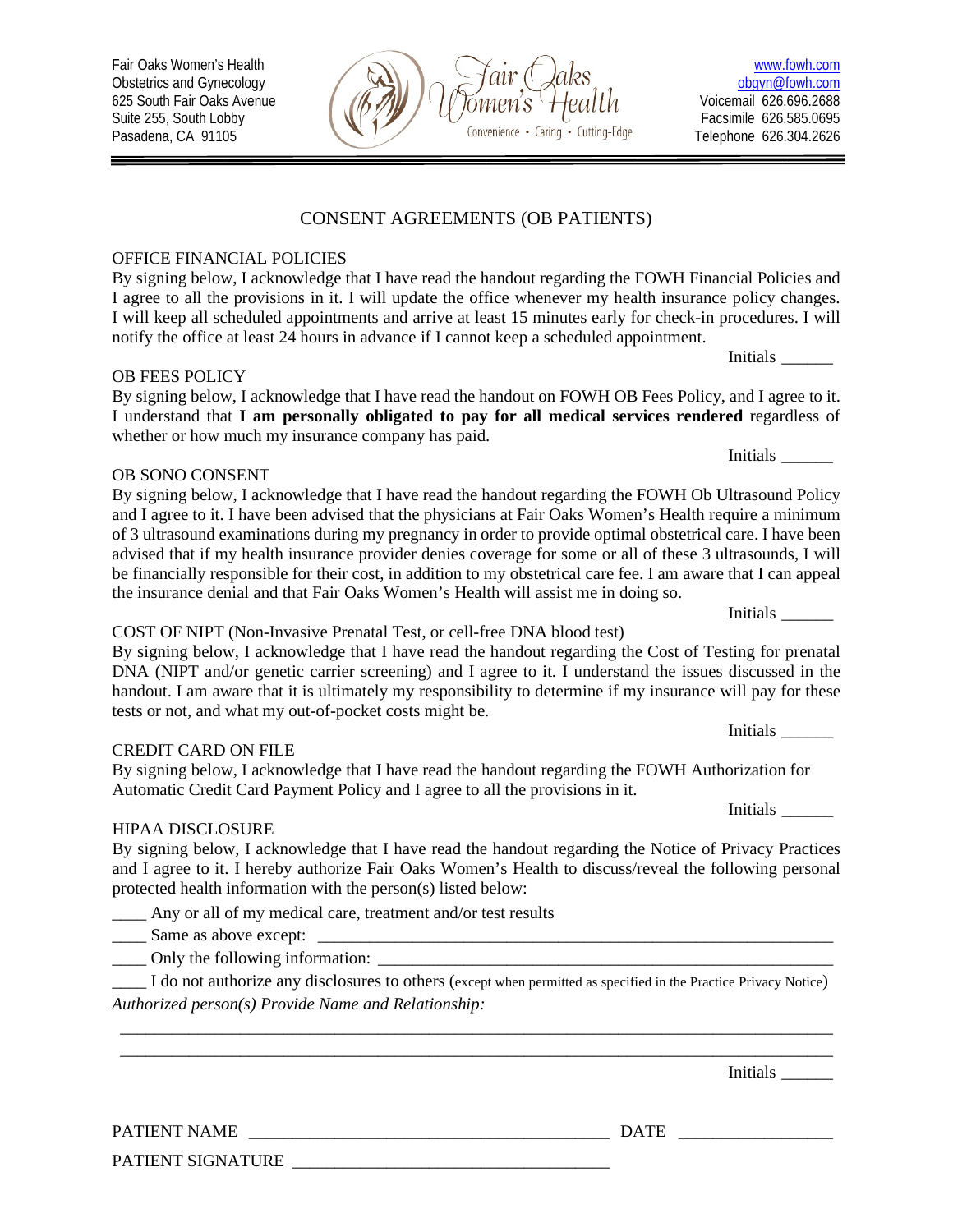Fair Oaks Women's Health
Obstetrics and Gynecology
625 South Fair Oaks Avenue
Suite 255, South Lobby
Pasadena, CA 91105

Fair Oaks Women's Health
Convenience • Caring • Cutting-Edge

www.fowh.com
obgyn@fowh.com
Voicemail 626.696.2688
Facsimile 626.585.0695
Telephone 626.304.2626

# CONSENT AGREEMENTS (OB PATIENTS)

## OFFICE FINANCIAL POLICIES

By signing below, I acknowledge that I have read the handout regarding the FOWH Financial Policies and I agree to all the provisions in it. I will update the office whenever my health insurance policy changes. I will keep all scheduled appointments and arrive at least 15 minutes early for check-in procedures. I will notify the office at least 24 hours in advance if I cannot keep a scheduled appointment.

Initials ______

## OB FEES POLICY

By signing below, I acknowledge that I have read the handout on FOWH OB Fees Policy, and I agree to it. I understand that **I am personally obligated to pay for all medical services rendered** regardless of whether or how much my insurance company has paid.

Initials ______

## OB SONO CONSENT

By signing below, I acknowledge that I have read the handout regarding the FOWH Ob Ultrasound Policy and I agree to it. I have been advised that the physicians at Fair Oaks Women's Health require a minimum of 3 ultrasound examinations during my pregnancy in order to provide optimal obstetrical care. I have been advised that if my health insurance provider denies coverage for some or all of these 3 ultrasounds, I will be financially responsible for their cost, in addition to my obstetrical care fee. I am aware that I can appeal the insurance denial and that Fair Oaks Women's Health will assist me in doing so.

Initials ______

## COST OF NIPT (Non-Invasive Prenatal Test, or cell-free DNA blood test)

By signing below, I acknowledge that I have read the handout regarding the Cost of Testing for prenatal DNA (NIPT and/or genetic carrier screening) and I agree to it. I understand the issues discussed in the handout. I am aware that it is ultimately my responsibility to determine if my insurance will pay for these tests or not, and what my out-of-pocket costs might be.

Initials ______

## CREDIT CARD ON FILE

By signing below, I acknowledge that I have read the handout regarding the FOWH Authorization for Automatic Credit Card Payment Policy and I agree to all the provisions in it.

Initials ______

## HIPAA DISCLOSURE

By signing below, I acknowledge that I have read the handout regarding the Notice of Privacy Practices and I agree to it. I hereby authorize Fair Oaks Women's Health to discuss/reveal the following personal protected health information with the person(s) listed below:

____ Any or all of my medical care, treatment and/or test results

____ Same as above except: ____________________________________________________________

____ Only the following information: ____________________________________________________

____ I do not authorize any disclosures to others (except when permitted as specified in the Practice Privacy Notice)

*Authorized person(s) Provide Name and Relationship:*

______________________________________________________________________________

______________________________________________________________________________

Initials ______

PATIENT NAME ________________________________________ DATE _________________

PATIENT SIGNATURE ___________________________________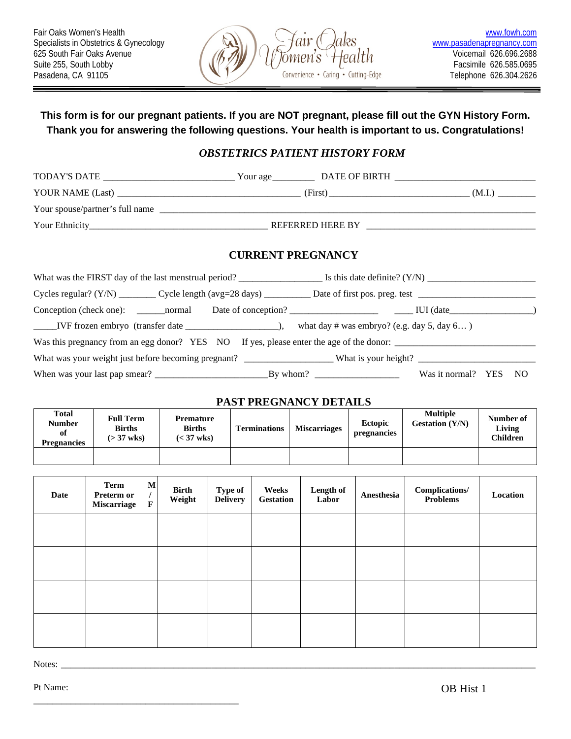Fair Oaks Women's Health
Specialists in Obstetrics & Gynecology
625 South Fair Oaks Avenue
Suite 255, South Lobby
Pasadena, CA 91105

Fair Oaks Women's Health
Convenience • Caring • Cutting-Edge

www.fowh.com
www.pasadenapregnancy.com
Voicemail 626.696.2688
Facsimile 626.585.0695
Telephone 626.304.2626

**This form is for our pregnant patients. If you are NOT pregnant, please fill out the GYN History Form. Thank you for answering the following questions. Your health is important to us. Congratulations!**

## *OBSTETRICS PATIENT HISTORY FORM*

TODAY'S DATE ___________________________ Your age_________ DATE OF BIRTH ______________________________

YOUR NAME (Last) ______________________________________ (First) _____________________________ (M.I.) ________

Your spouse/partner's full name ________________________________________________________________________

Your Ethnicity_____________________________________ REFERRED HERE BY ____________________________________

## CURRENT PREGNANCY

What was the FIRST day of the last menstrual period? _________________ Is this date definite? (Y/N) ______________________

Cycles regular? (Y/N) ________ Cycle length (avg=28 days) __________ Date of first pos. preg. test ________________________

Conception (check one): ______normal Date of conception? __________________ ____ IUI (date_________________)

_____IVF frozen embryo (transfer date ___________________), what day # was embryo? (e.g. day 5, day 6… )

Was this pregnancy from an egg donor? YES NO If yes, please enter the age of the donor: ______________________________

What was your weight just before becoming pregnant? __________________ What is your height? _________________________

When was your last pap smear? _______________________By whom? _________________ Was it normal? YES NO

## PAST PREGNANCY DETAILS

| Total Number of Pregnancies | Full Term Births (> 37 wks) | Premature Births (< 37 wks) | Terminations | Miscarriages | Ectopic pregnancies | Multiple Gestation (Y/N) | Number of Living Children |
|---|---|---|---|---|---|---|---|
| | | | | | | | |

| Date | Term Preterm or Miscarriage | M / F | Birth Weight | Type of Delivery | Weeks Gestation | Length of Labor | Anesthesia | Complications/ Problems | Location |
|---|---|---|---|---|---|---|---|---|---|
| | | | | | | | | | |
| | | | | | | | | | |
| | | | | | | | | | |
| | | | | | | | | | |

Notes: ___________________________________________________________________________________________________

Pt Name: ____________________________________________

OB Hist 1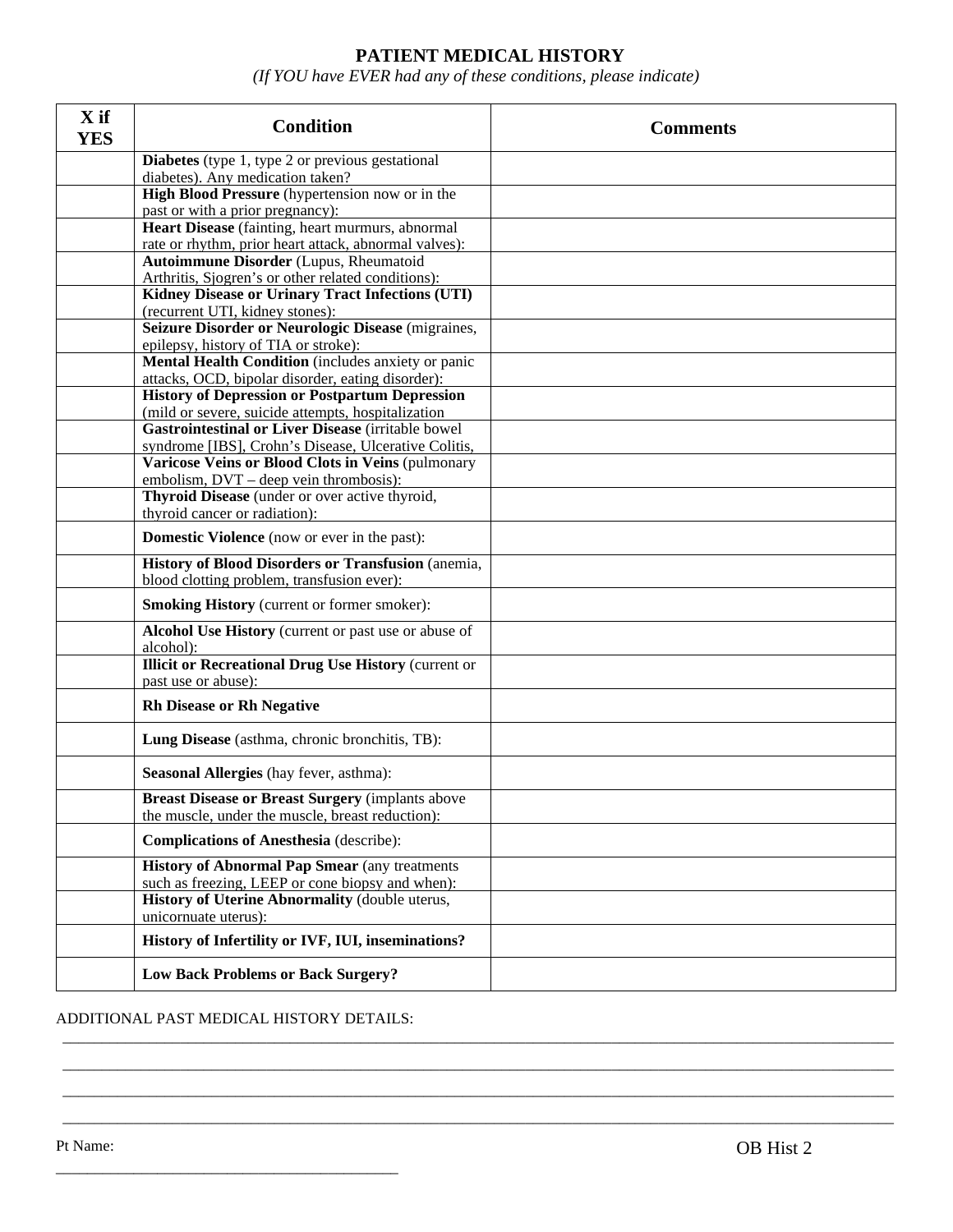# PATIENT MEDICAL HISTORY

*(If YOU have EVER had any of these conditions, please indicate)*

| X if YES | Condition | Comments |
|---|---|---|
| | **Diabetes** (type 1, type 2 or previous gestational diabetes). Any medication taken? | |
| | **High Blood Pressure** (hypertension now or in the past or with a prior pregnancy): | |
| | **Heart Disease** (fainting, heart murmurs, abnormal rate or rhythm, prior heart attack, abnormal valves): | |
| | **Autoimmune Disorder** (Lupus, Rheumatoid Arthritis, Sjogren's or other related conditions): | |
| | **Kidney Disease or Urinary Tract Infections (UTI)** (recurrent UTI, kidney stones): | |
| | **Seizure Disorder or Neurologic Disease** (migraines, epilepsy, history of TIA or stroke): | |
| | **Mental Health Condition** (includes anxiety or panic attacks, OCD, bipolar disorder, eating disorder): | |
| | **History of Depression or Postpartum Depression** (mild or severe, suicide attempts, hospitalization | |
| | **Gastrointestinal or Liver Disease** (irritable bowel syndrome [IBS], Crohn's Disease, Ulcerative Colitis, | |
| | **Varicose Veins or Blood Clots in Veins** (pulmonary embolism, DVT – deep vein thrombosis): | |
| | **Thyroid Disease** (under or over active thyroid, thyroid cancer or radiation): | |
| | **Domestic Violence** (now or ever in the past): | |
| | **History of Blood Disorders or Transfusion** (anemia, blood clotting problem, transfusion ever): | |
| | **Smoking History** (current or former smoker): | |
| | **Alcohol Use History** (current or past use or abuse of alcohol): | |
| | **Illicit or Recreational Drug Use History** (current or past use or abuse): | |
| | **Rh Disease or Rh Negative** | |
| | **Lung Disease** (asthma, chronic bronchitis, TB): | |
| | **Seasonal Allergies** (hay fever, asthma): | |
| | **Breast Disease or Breast Surgery** (implants above the muscle, under the muscle, breast reduction): | |
| | **Complications of Anesthesia** (describe): | |
| | **History of Abnormal Pap Smear** (any treatments such as freezing, LEEP or cone biopsy and when): | |
| | **History of Uterine Abnormality** (double uterus, unicornuate uterus): | |
| | **History of Infertility or IVF, IUI, inseminations?** | |
| | **Low Back Problems or Back Surgery?** | |

ADDITIONAL PAST MEDICAL HISTORY DETAILS:

\_\_\_\_\_\_\_\_\_\_\_\_\_\_\_\_\_\_\_\_\_\_\_\_\_\_\_\_\_\_\_\_\_\_\_\_\_\_\_\_\_\_\_\_\_\_\_\_\_\_\_\_\_\_\_\_\_\_\_\_\_\_\_\_\_\_\_\_\_\_\_\_

\_\_\_\_\_\_\_\_\_\_\_\_\_\_\_\_\_\_\_\_\_\_\_\_\_\_\_\_\_\_\_\_\_\_\_\_\_\_\_\_\_\_\_\_\_\_\_\_\_\_\_\_\_\_\_\_\_\_\_\_\_\_\_\_\_\_\_\_\_\_\_\_

\_\_\_\_\_\_\_\_\_\_\_\_\_\_\_\_\_\_\_\_\_\_\_\_\_\_\_\_\_\_\_\_\_\_\_\_\_\_\_\_\_\_\_\_\_\_\_\_\_\_\_\_\_\_\_\_\_\_\_\_\_\_\_\_\_\_\_\_\_\_\_\_

\_\_\_\_\_\_\_\_\_\_\_\_\_\_\_\_\_\_\_\_\_\_\_\_\_\_\_\_\_\_\_\_\_\_\_\_\_\_\_\_\_\_\_\_\_\_\_\_\_\_\_\_\_\_\_\_\_\_\_\_\_\_\_\_\_\_\_\_\_\_\_\_

Pt Name: \_\_\_\_\_\_\_\_\_\_\_\_\_\_\_\_\_\_\_\_\_\_\_\_\_\_\_\_\_\_\_\_\_\_\_\_\_\_\_\_

OB Hist 2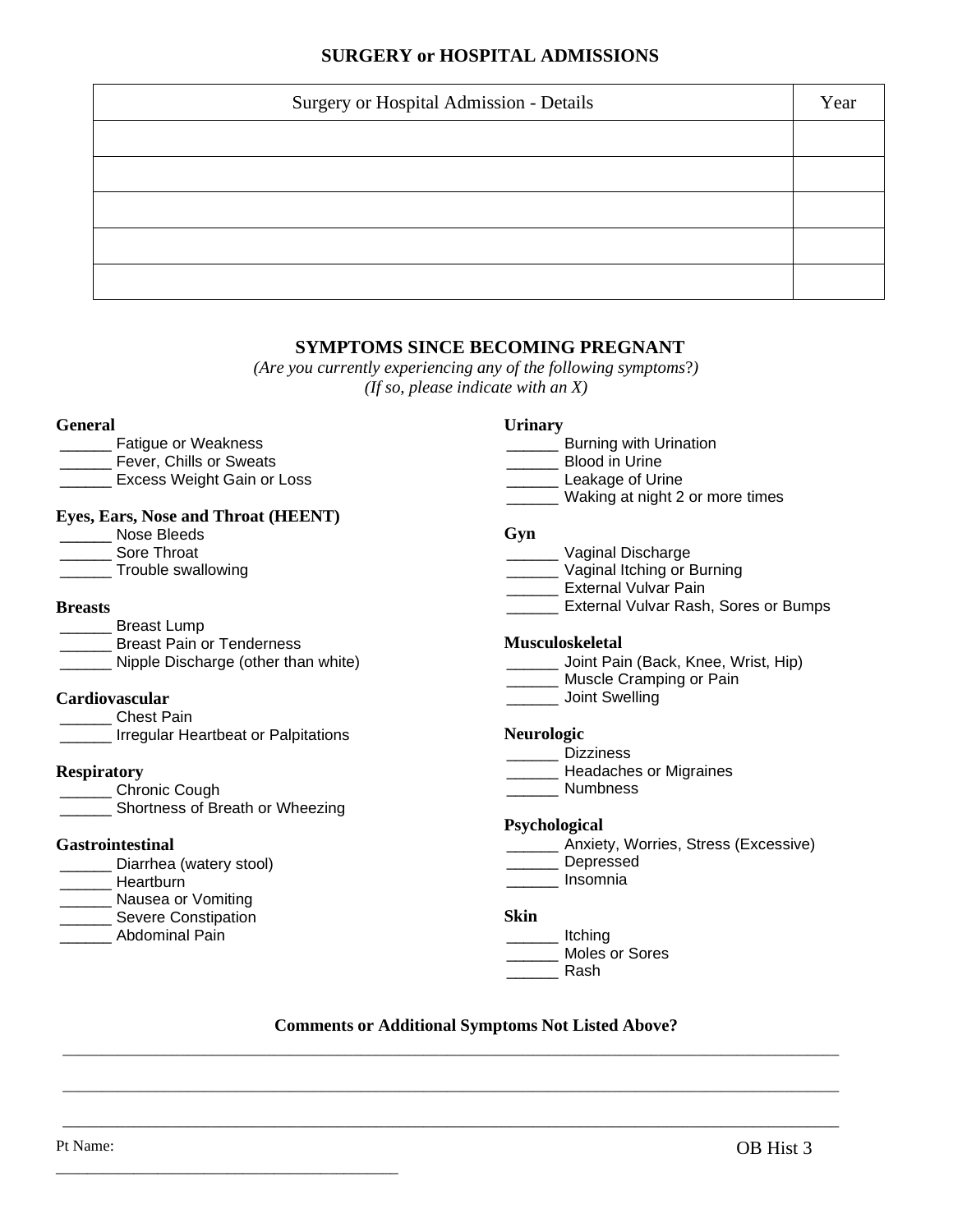## SURGERY or HOSPITAL ADMISSIONS

| Surgery or Hospital Admission - Details | Year |
|---|---|
| | |
| | |
| | |
| | |
| | |

## SYMPTOMS SINCE BECOMING PREGNANT

*(Are you currently experiencing any of the following symptoms?)*
*(If so, please indicate with an X)*

**General**
______ Fatigue or Weakness
______ Fever, Chills or Sweats
______ Excess Weight Gain or Loss

**Eyes, Ears, Nose and Throat (HEENT)**
______ Nose Bleeds
______ Sore Throat
______ Trouble swallowing

**Breasts**
______ Breast Lump
______ Breast Pain or Tenderness
______ Nipple Discharge (other than white)

**Cardiovascular**
______ Chest Pain
______ Irregular Heartbeat or Palpitations

**Respiratory**
______ Chronic Cough
______ Shortness of Breath or Wheezing

**Gastrointestinal**
______ Diarrhea (watery stool)
______ Heartburn
______ Nausea or Vomiting
______ Severe Constipation
______ Abdominal Pain

**Urinary**
______ Burning with Urination
______ Blood in Urine
______ Leakage of Urine
______ Waking at night 2 or more times

**Gyn**
______ Vaginal Discharge
______ Vaginal Itching or Burning
______ External Vulvar Pain
______ External Vulvar Rash, Sores or Bumps

**Musculoskeletal**
______ Joint Pain (Back, Knee, Wrist, Hip)
______ Muscle Cramping or Pain
______ Joint Swelling

**Neurologic**
______ Dizziness
______ Headaches or Migraines
______ Numbness

**Psychological**
______ Anxiety, Worries, Stress (Excessive)
______ Depressed
______ Insomnia

**Skin**
______ Itching
______ Moles or Sores
______ Rash

**Comments or Additional Symptoms Not Listed Above?**

______________________________________________________________________________

______________________________________________________________________________

______________________________________________________________________________

Pt Name: ____________________________________

OB Hist 3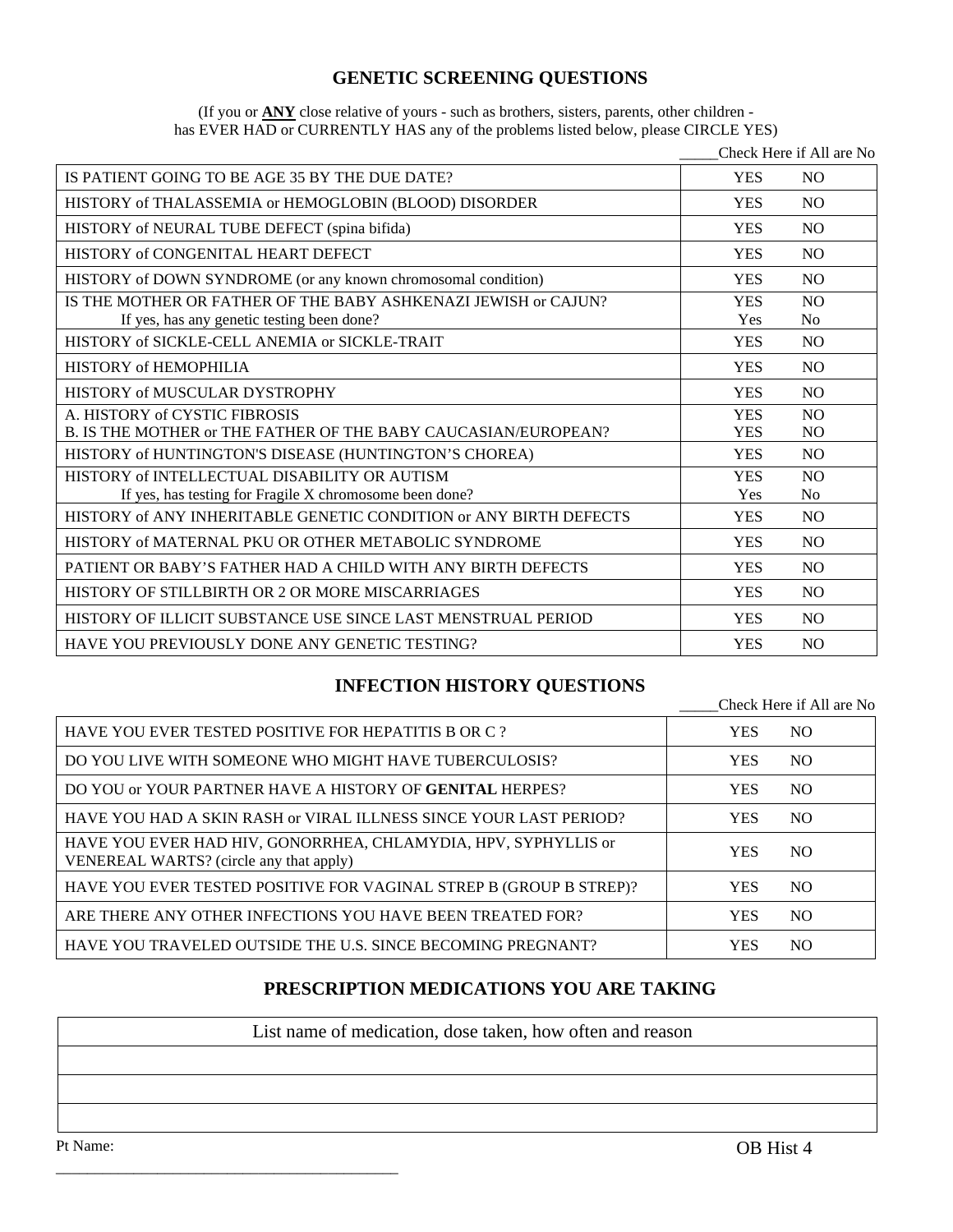## GENETIC SCREENING QUESTIONS

(If you or **ANY** close relative of yours - such as brothers, sisters, parents, other children - has EVER HAD or CURRENTLY HAS any of the problems listed below, please CIRCLE YES)

_____Check Here if All are No

| | | |
|---|---|---|
| IS PATIENT GOING TO BE AGE 35 BY THE DUE DATE? | YES | NO |
| HISTORY of THALASSEMIA or HEMOGLOBIN (BLOOD) DISORDER | YES | NO |
| HISTORY of NEURAL TUBE DEFECT (spina bifida) | YES | NO |
| HISTORY of CONGENITAL HEART DEFECT | YES | NO |
| HISTORY of DOWN SYNDROME (or any known chromosomal condition) | YES | NO |
| IS THE MOTHER OR FATHER OF THE BABY ASHKENAZI JEWISH or CAJUN? | YES | NO |
| If yes, has any genetic testing been done? | Yes | No |
| HISTORY of SICKLE-CELL ANEMIA or SICKLE-TRAIT | YES | NO |
| HISTORY of HEMOPHILIA | YES | NO |
| HISTORY of MUSCULAR DYSTROPHY | YES | NO |
| A. HISTORY of CYSTIC FIBROSIS | YES | NO |
| B. IS THE MOTHER or THE FATHER OF THE BABY CAUCASIAN/EUROPEAN? | YES | NO |
| HISTORY of HUNTINGTON'S DISEASE (HUNTINGTON'S CHOREA) | YES | NO |
| HISTORY of INTELLECTUAL DISABILITY OR AUTISM | YES | NO |
| If yes, has testing for Fragile X chromosome been done? | Yes | No |
| HISTORY of ANY INHERITABLE GENETIC CONDITION or ANY BIRTH DEFECTS | YES | NO |
| HISTORY of MATERNAL PKU OR OTHER METABOLIC SYNDROME | YES | NO |
| PATIENT OR BABY'S FATHER HAD A CHILD WITH ANY BIRTH DEFECTS | YES | NO |
| HISTORY OF STILLBIRTH OR 2 OR MORE MISCARRIAGES | YES | NO |
| HISTORY OF ILLICIT SUBSTANCE USE SINCE LAST MENSTRUAL PERIOD | YES | NO |
| HAVE YOU PREVIOUSLY DONE ANY GENETIC TESTING? | YES | NO |

## INFECTION HISTORY QUESTIONS

_____Check Here if All are No

| | | |
|---|---|---|
| HAVE YOU EVER TESTED POSITIVE FOR HEPATITIS B OR C ? | YES | NO |
| DO YOU LIVE WITH SOMEONE WHO MIGHT HAVE TUBERCULOSIS? | YES | NO |
| DO YOU or YOUR PARTNER HAVE A HISTORY OF **GENITAL** HERPES? | YES | NO |
| HAVE YOU HAD A SKIN RASH or VIRAL ILLNESS SINCE YOUR LAST PERIOD? | YES | NO |
| HAVE YOU EVER HAD HIV, GONORRHEA, CHLAMYDIA, HPV, SYPHYLLIS or VENEREAL WARTS? (circle any that apply) | YES | NO |
| HAVE YOU EVER TESTED POSITIVE FOR VAGINAL STREP B (GROUP B STREP)? | YES | NO |
| ARE THERE ANY OTHER INFECTIONS YOU HAVE BEEN TREATED FOR? | YES | NO |
| HAVE YOU TRAVELED OUTSIDE THE U.S. SINCE BECOMING PREGNANT? | YES | NO |

## PRESCRIPTION MEDICATIONS YOU ARE TAKING

| List name of medication, dose taken, how often and reason |
|---|
| |
| |
| |

Pt Name: _______________________________________

OB Hist 4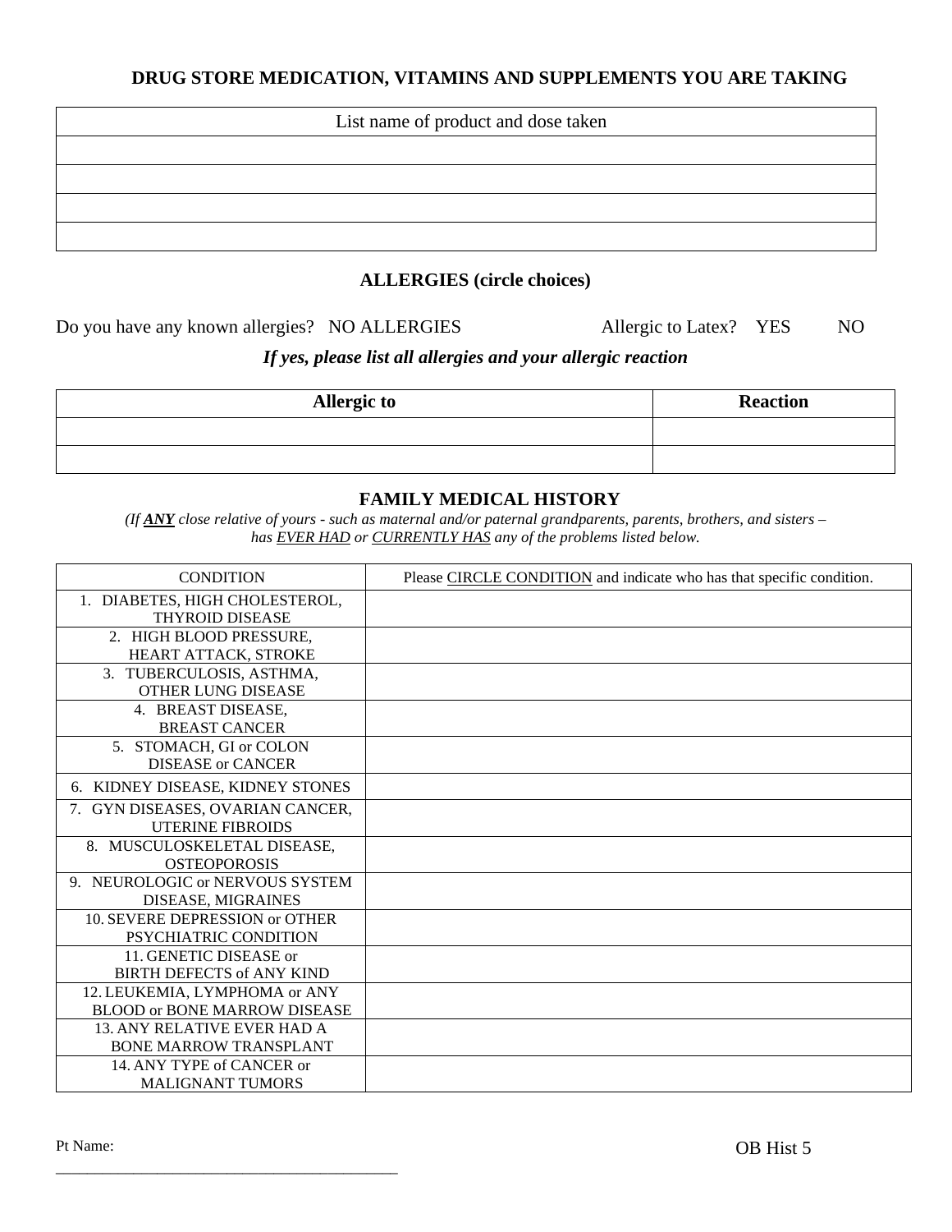## DRUG STORE MEDICATION, VITAMINS AND SUPPLEMENTS YOU ARE TAKING

| List name of product and dose taken |
| --- |
| |
| |
| |
| |

## ALLERGIES (circle choices)

Do you have any known allergies? NO ALLERGIES Allergic to Latex? YES NO

***If yes, please list all allergies and your allergic reaction***

| Allergic to | Reaction |
| --- | --- |
| | |
| | |

## FAMILY MEDICAL HISTORY

*(If __ANY__ close relative of yours - such as maternal and/or paternal grandparents, parents, brothers, and sisters – has EVER HAD or CURRENTLY HAS any of the problems listed below.*

| CONDITION | Please CIRCLE CONDITION and indicate who has that specific condition. |
| --- | --- |
| 1. DIABETES, HIGH CHOLESTEROL, THYROID DISEASE | |
| 2. HIGH BLOOD PRESSURE, HEART ATTACK, STROKE | |
| 3. TUBERCULOSIS, ASTHMA, OTHER LUNG DISEASE | |
| 4. BREAST DISEASE, BREAST CANCER | |
| 5. STOMACH, GI or COLON DISEASE or CANCER | |
| 6. KIDNEY DISEASE, KIDNEY STONES | |
| 7. GYN DISEASES, OVARIAN CANCER, UTERINE FIBROIDS | |
| 8. MUSCULOSKELETAL DISEASE, OSTEOPOROSIS | |
| 9. NEUROLOGIC or NERVOUS SYSTEM DISEASE, MIGRAINES | |
| 10. SEVERE DEPRESSION or OTHER PSYCHIATRIC CONDITION | |
| 11. GENETIC DISEASE or BIRTH DEFECTS of ANY KIND | |
| 12. LEUKEMIA, LYMPHOMA or ANY BLOOD or BONE MARROW DISEASE | |
| 13. ANY RELATIVE EVER HAD A BONE MARROW TRANSPLANT | |
| 14. ANY TYPE of CANCER or MALIGNANT TUMORS | |

Pt Name: ____________________________________________

OB Hist 5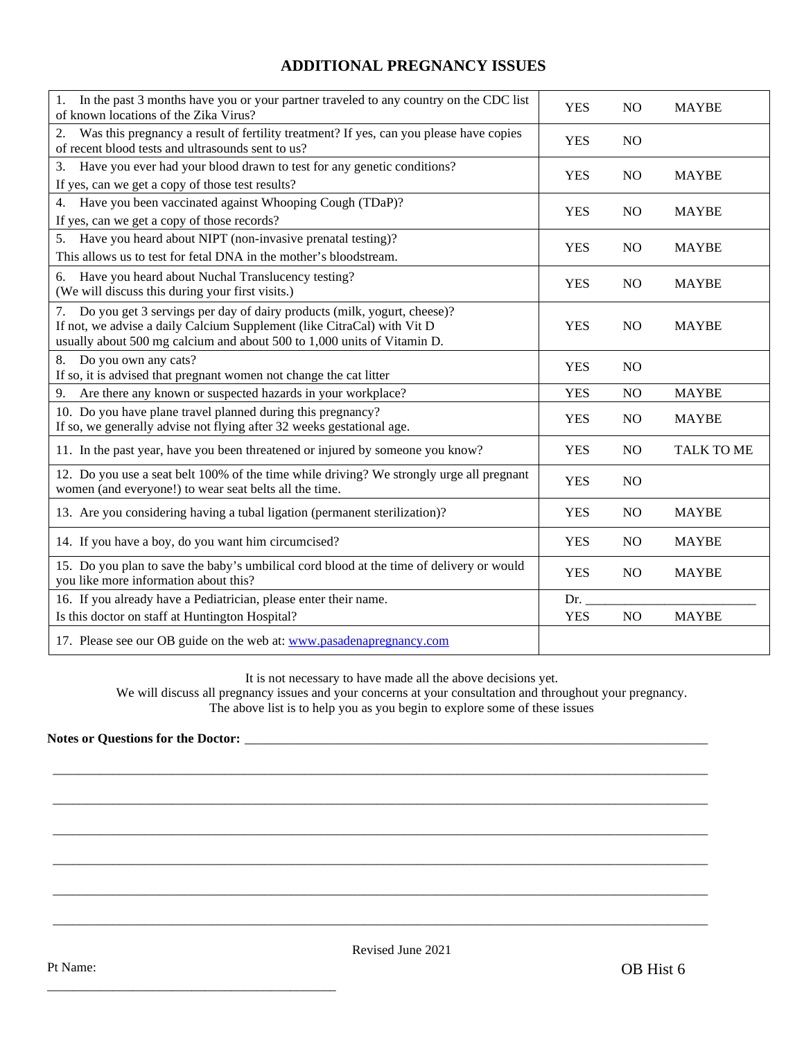# ADDITIONAL PREGNANCY ISSUES

| | | | |
|---|---|---|---|
| 1. In the past 3 months have you or your partner traveled to any country on the CDC list of known locations of the Zika Virus? | YES | NO | MAYBE |
| 2. Was this pregnancy a result of fertility treatment? If yes, can you please have copies of recent blood tests and ultrasounds sent to us? | YES | NO | |
| 3. Have you ever had your blood drawn to test for any genetic conditions? If yes, can we get a copy of those test results? | YES | NO | MAYBE |
| 4. Have you been vaccinated against Whooping Cough (TDaP)? If yes, can we get a copy of those records? | YES | NO | MAYBE |
| 5. Have you heard about NIPT (non-invasive prenatal testing)? This allows us to test for fetal DNA in the mother's bloodstream. | YES | NO | MAYBE |
| 6. Have you heard about Nuchal Translucency testing? (We will discuss this during your first visits.) | YES | NO | MAYBE |
| 7. Do you get 3 servings per day of dairy products (milk, yogurt, cheese)? If not, we advise a daily Calcium Supplement (like CitraCal) with Vit D usually about 500 mg calcium and about 500 to 1,000 units of Vitamin D. | YES | NO | MAYBE |
| 8. Do you own any cats? If so, it is advised that pregnant women not change the cat litter | YES | NO | |
| 9. Are there any known or suspected hazards in your workplace? | YES | NO | MAYBE |
| 10. Do you have plane travel planned during this pregnancy? If so, we generally advise not flying after 32 weeks gestational age. | YES | NO | MAYBE |
| 11. In the past year, have you been threatened or injured by someone you know? | YES | NO | TALK TO ME |
| 12. Do you use a seat belt 100% of the time while driving? We strongly urge all pregnant women (and everyone!) to wear seat belts all the time. | YES | NO | |
| 13. Are you considering having a tubal ligation (permanent sterilization)? | YES | NO | MAYBE |
| 14. If you have a boy, do you want him circumcised? | YES | NO | MAYBE |
| 15. Do you plan to save the baby's umbilical cord blood at the time of delivery or would you like more information about this? | YES | NO | MAYBE |
| 16. If you already have a Pediatrician, please enter their name. Is this doctor on staff at Huntington Hospital? | Dr. ____________ YES | NO | MAYBE |
| 17. Please see our OB guide on the web at: www.pasadenapregnancy.com | | | |

It is not necessary to have made all the above decisions yet.
We will discuss all pregnancy issues and your concerns at your consultation and throughout your pregnancy.
The above list is to help you as you begin to explore some of these issues

**Notes or Questions for the Doctor:** ____________________________________________________________

______________________________________________________________________________

______________________________________________________________________________

______________________________________________________________________________

______________________________________________________________________________

______________________________________________________________________________

______________________________________________________________________________

Revised June 2021

Pt Name: ____________________________________________

OB Hist 6